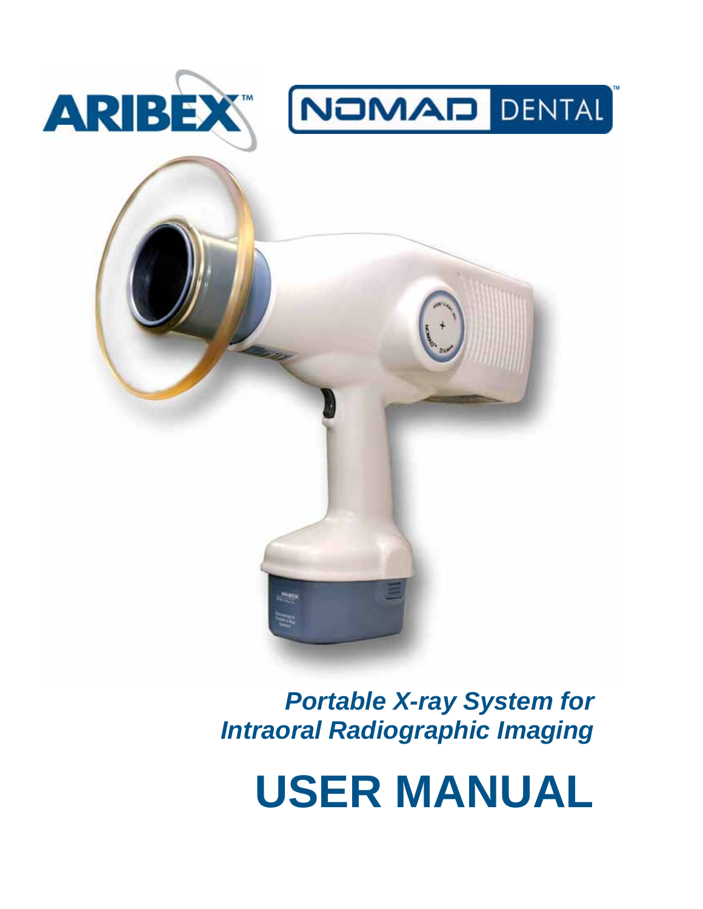ARIBEX™ NOMAD DENTAL™

*Portable X-ray System for Intraoral Radiographic Imaging*

# USER MANUAL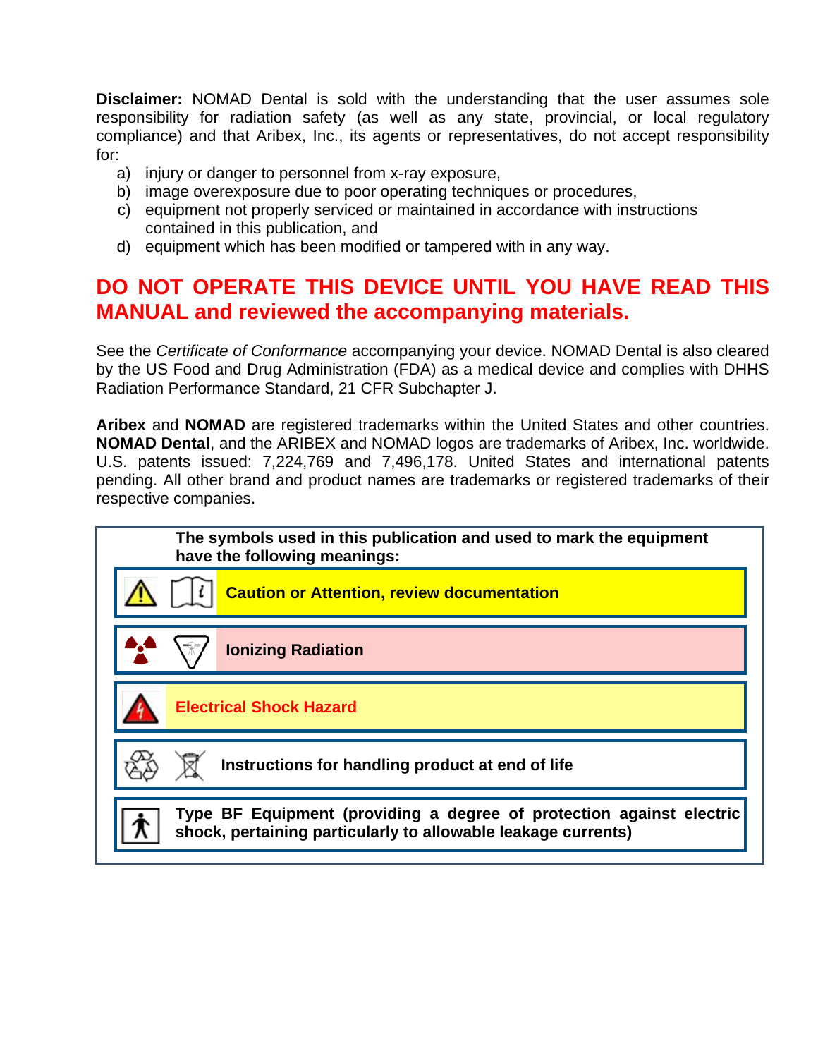**Disclaimer:** NOMAD Dental is sold with the understanding that the user assumes sole responsibility for radiation safety (as well as any state, provincial, or local regulatory compliance) and that Aribex, Inc., its agents or representatives, do not accept responsibility for:

a) injury or danger to personnel from x-ray exposure,
b) image overexposure due to poor operating techniques or procedures,
c) equipment not properly serviced or maintained in accordance with instructions contained in this publication, and
d) equipment which has been modified or tampered with in any way.

## DO NOT OPERATE THIS DEVICE UNTIL YOU HAVE READ THIS MANUAL and reviewed the accompanying materials.

See the *Certificate of Conformance* accompanying your device. NOMAD Dental is also cleared by the US Food and Drug Administration (FDA) as a medical device and complies with DHHS Radiation Performance Standard, 21 CFR Subchapter J.

**Aribex** and **NOMAD** are registered trademarks within the United States and other countries. **NOMAD Dental**, and the ARIBEX and NOMAD logos are trademarks of Aribex, Inc. worldwide. U.S. patents issued: 7,224,769 and 7,496,178. United States and international patents pending. All other brand and product names are trademarks or registered trademarks of their respective companies.

**The symbols used in this publication and used to mark the equipment have the following meanings:**

| Symbol | Meaning |
|---|---|
| ⚠ 📖 | **Caution or Attention, review documentation** |
| ☢ | **Ionizing Radiation** |
| ⚡ | **Electrical Shock Hazard** |
| ♻ | **Instructions for handling product at end of life** |
| 🚶 | **Type BF Equipment (providing a degree of protection against electric shock, pertaining particularly to allowable leakage currents)** |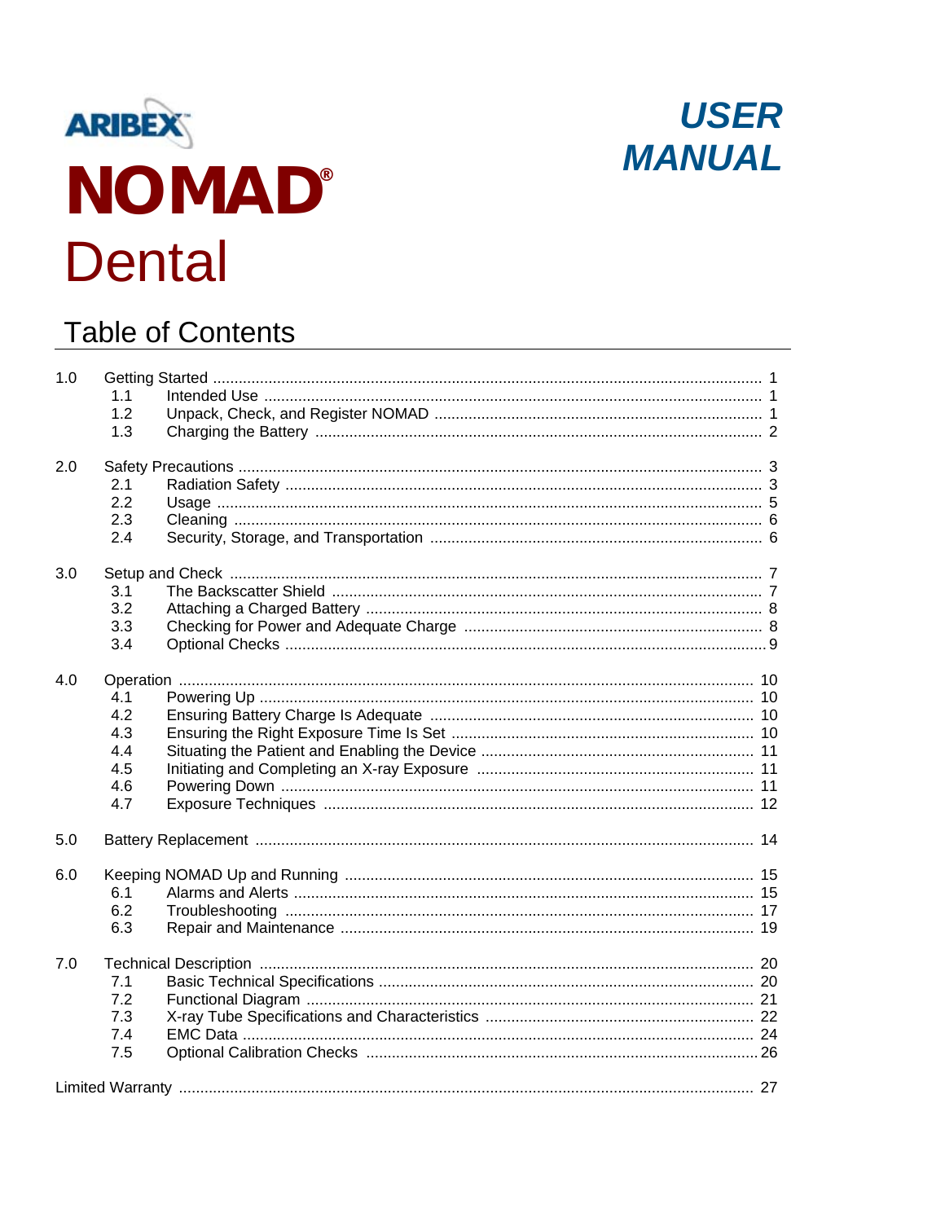ARIBEX™

# NOMAD®

# Dental

# USER MANUAL

## Table of Contents

1.0 Getting Started ........................................ 1
- 1.1 Intended Use ........................................ 1
- 1.2 Unpack, Check, and Register NOMAD ........................................ 1
- 1.3 Charging the Battery ........................................ 2

2.0 Safety Precautions ........................................ 3
- 2.1 Radiation Safety ........................................ 3
- 2.2 Usage ........................................ 5
- 2.3 Cleaning ........................................ 6
- 2.4 Security, Storage, and Transportation ........................................ 6

3.0 Setup and Check ........................................ 7
- 3.1 The Backscatter Shield ........................................ 7
- 3.2 Attaching a Charged Battery ........................................ 8
- 3.3 Checking for Power and Adequate Charge ........................................ 8
- 3.4 Optional Checks ........................................ 9

4.0 Operation ........................................ 10
- 4.1 Powering Up ........................................ 10
- 4.2 Ensuring Battery Charge Is Adequate ........................................ 10
- 4.3 Ensuring the Right Exposure Time Is Set ........................................ 10
- 4.4 Situating the Patient and Enabling the Device ........................................ 11
- 4.5 Initiating and Completing an X-ray Exposure ........................................ 11
- 4.6 Powering Down ........................................ 11
- 4.7 Exposure Techniques ........................................ 12

5.0 Battery Replacement ........................................ 14

6.0 Keeping NOMAD Up and Running ........................................ 15
- 6.1 Alarms and Alerts ........................................ 15
- 6.2 Troubleshooting ........................................ 17
- 6.3 Repair and Maintenance ........................................ 19

7.0 Technical Description ........................................ 20
- 7.1 Basic Technical Specifications ........................................ 20
- 7.2 Functional Diagram ........................................ 21
- 7.3 X-ray Tube Specifications and Characteristics ........................................ 22
- 7.4 EMC Data ........................................ 24
- 7.5 Optional Calibration Checks ........................................ 26

Limited Warranty ........................................ 27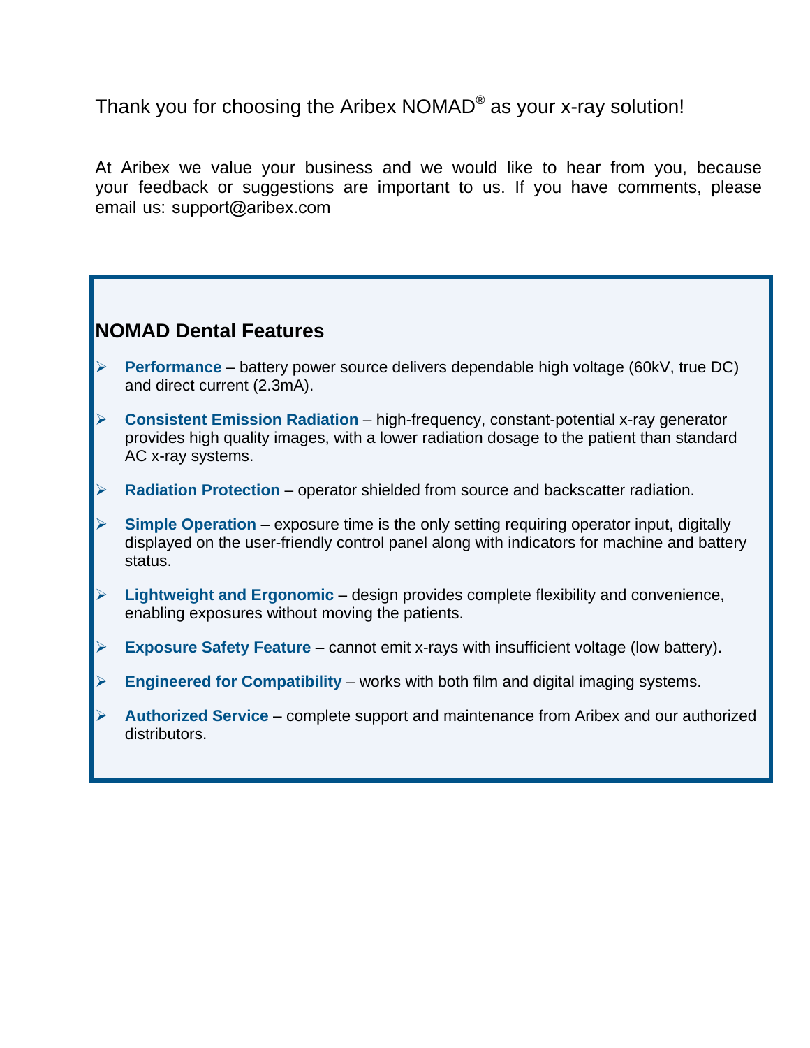Thank you for choosing the Aribex NOMAD® as your x-ray solution!

At Aribex we value your business and we would like to hear from you, because your feedback or suggestions are important to us. If you have comments, please email us: support@aribex.com

## NOMAD Dental Features

- **Performance** – battery power source delivers dependable high voltage (60kV, true DC) and direct current (2.3mA).
- **Consistent Emission Radiation** – high-frequency, constant-potential x-ray generator provides high quality images, with a lower radiation dosage to the patient than standard AC x-ray systems.
- **Radiation Protection** – operator shielded from source and backscatter radiation.
- **Simple Operation** – exposure time is the only setting requiring operator input, digitally displayed on the user-friendly control panel along with indicators for machine and battery status.
- **Lightweight and Ergonomic** – design provides complete flexibility and convenience, enabling exposures without moving the patients.
- **Exposure Safety Feature** – cannot emit x-rays with insufficient voltage (low battery).
- **Engineered for Compatibility** – works with both film and digital imaging systems.
- **Authorized Service** – complete support and maintenance from Aribex and our authorized distributors.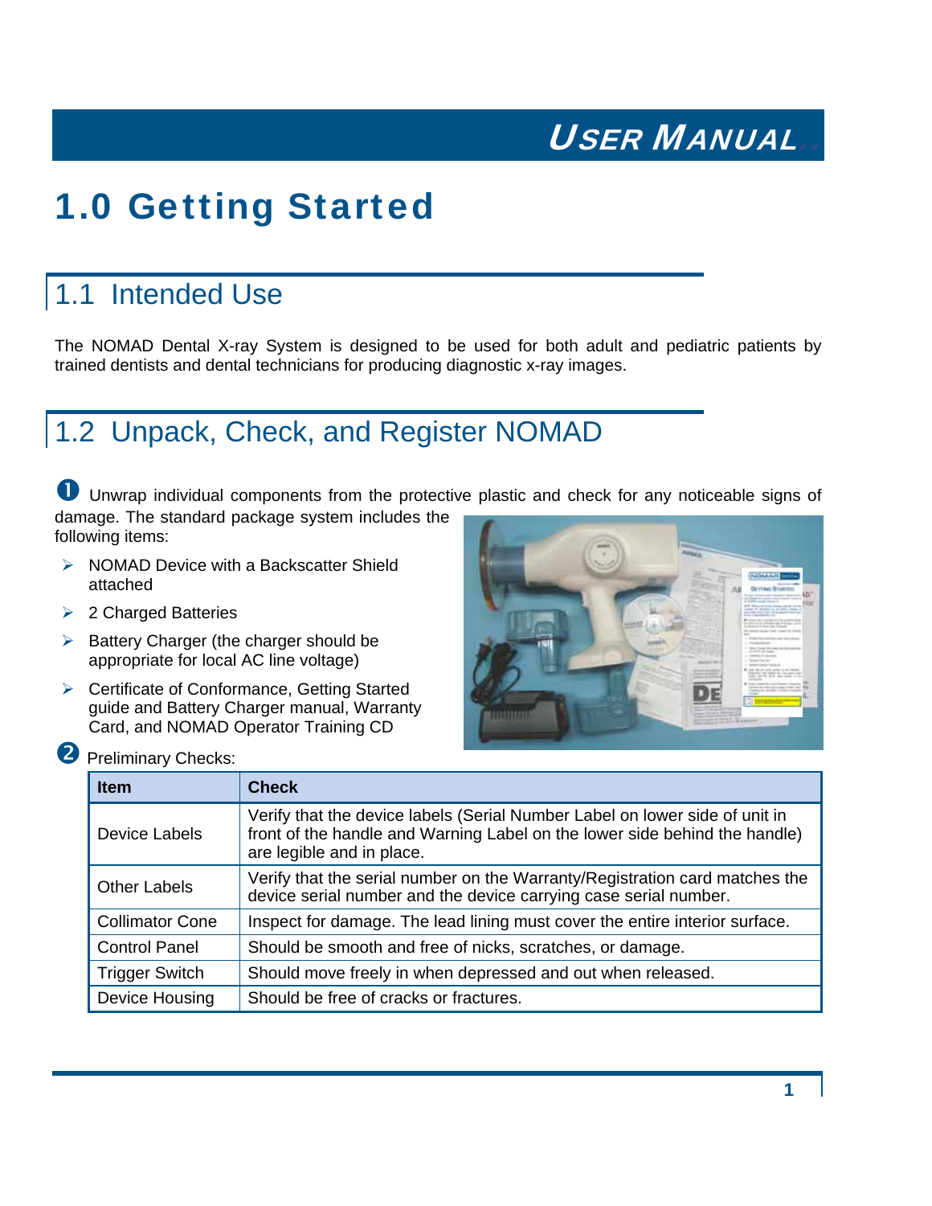# 1.0 Getting Started

## 1.1 Intended Use

The NOMAD Dental X-ray System is designed to be used for both adult and pediatric patients by trained dentists and dental technicians for producing diagnostic x-ray images.

## 1.2 Unpack, Check, and Register NOMAD

➊ Unwrap individual components from the protective plastic and check for any noticeable signs of damage. The standard package system includes the following items:

- NOMAD Device with a Backscatter Shield attached
- 2 Charged Batteries
- Battery Charger (the charger should be appropriate for local AC line voltage)
- Certificate of Conformance, Getting Started guide and Battery Charger manual, Warranty Card, and NOMAD Operator Training CD

➋ Preliminary Checks:

| Item | Check |
|---|---|
| Device Labels | Verify that the device labels (Serial Number Label on lower side of unit in front of the handle and Warning Label on the lower side behind the handle) are legible and in place. |
| Other Labels | Verify that the serial number on the Warranty/Registration card matches the device serial number and the device carrying case serial number. |
| Collimator Cone | Inspect for damage. The lead lining must cover the entire interior surface. |
| Control Panel | Should be smooth and free of nicks, scratches, or damage. |
| Trigger Switch | Should move freely in when depressed and out when released. |
| Device Housing | Should be free of cracks or fractures. |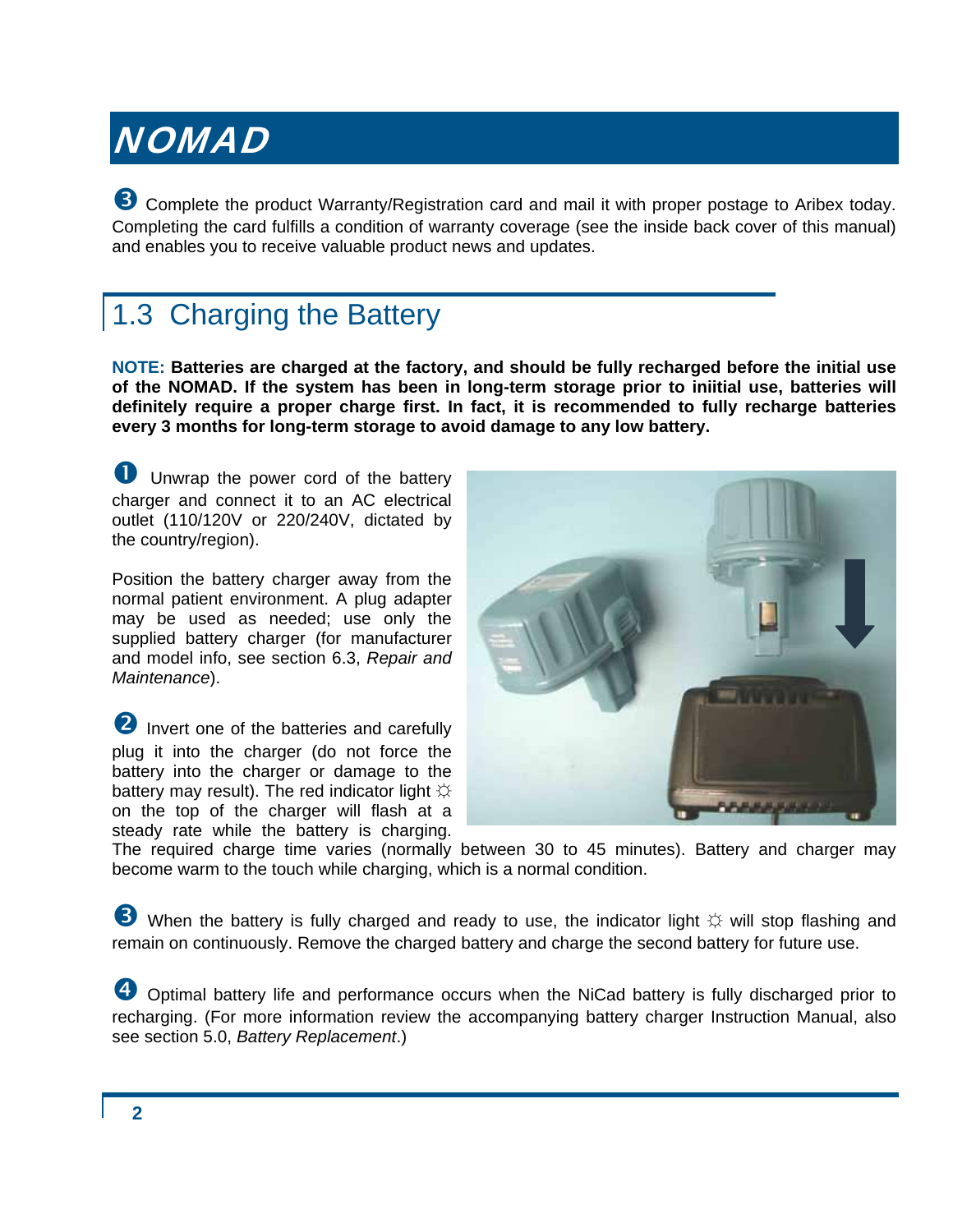# NOMAD

❸ Complete the product Warranty/Registration card and mail it with proper postage to Aribex today. Completing the card fulfills a condition of warranty coverage (see the inside back cover of this manual) and enables you to receive valuable product news and updates.

## 1.3 Charging the Battery

**NOTE: Batteries are charged at the factory, and should be fully recharged before the initial use of the NOMAD. If the system has been in long-term storage prior to iniitial use, batteries will definitely require a proper charge first. In fact, it is recommended to fully recharge batteries every 3 months for long-term storage to avoid damage to any low battery.**

❶ Unwrap the power cord of the battery charger and connect it to an AC electrical outlet (110/120V or 220/240V, dictated by the country/region).

Position the battery charger away from the normal patient environment. A plug adapter may be used as needed; use only the supplied battery charger (for manufacturer and model info, see section 6.3, *Repair and Maintenance*).

❷ Invert one of the batteries and carefully plug it into the charger (do not force the battery into the charger or damage to the battery may result). The red indicator light ☼ on the top of the charger will flash at a steady rate while the battery is charging. The required charge time varies (normally between 30 to 45 minutes). Battery and charger may become warm to the touch while charging, which is a normal condition.

❸ When the battery is fully charged and ready to use, the indicator light ☼ will stop flashing and remain on continuously. Remove the charged battery and charge the second battery for future use.

❹ Optimal battery life and performance occurs when the NiCad battery is fully discharged prior to recharging. (For more information review the accompanying battery charger Instruction Manual, also see section 5.0, *Battery Replacement*.)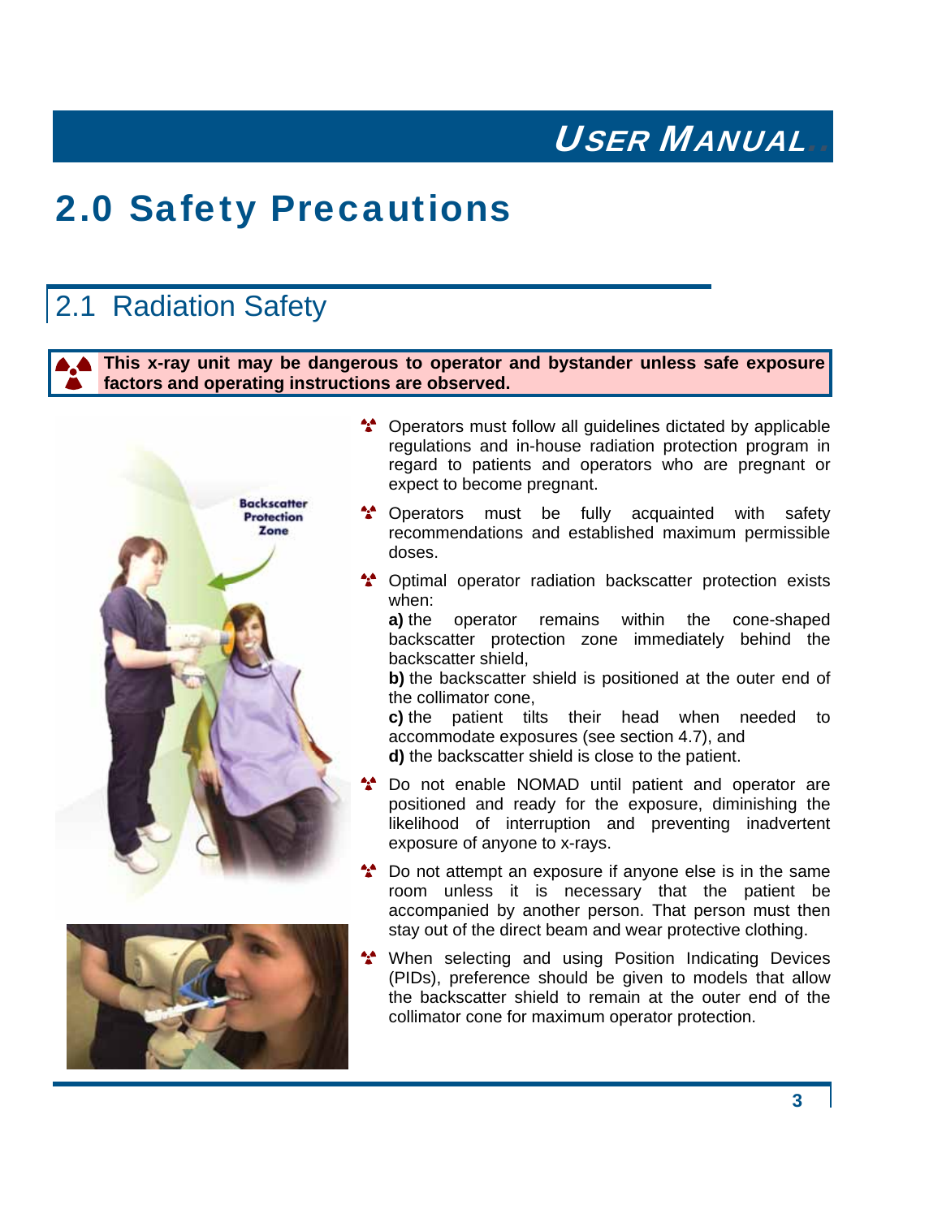# 2.0 Safety Precautions

## 2.1 Radiation Safety

**This x-ray unit may be dangerous to operator and bystander unless safe exposure factors and operating instructions are observed.**

- Operators must follow all guidelines dictated by applicable regulations and in-house radiation protection program in regard to patients and operators who are pregnant or expect to become pregnant.
- Operators must be fully acquainted with safety recommendations and established maximum permissible doses.
- Optimal operator radiation backscatter protection exists when:
  **a)** the operator remains within the cone-shaped backscatter protection zone immediately behind the backscatter shield,
  **b)** the backscatter shield is positioned at the outer end of the collimator cone,
  **c)** the patient tilts their head when needed to accommodate exposures (see section 4.7), and
  **d)** the backscatter shield is close to the patient.
- Do not enable NOMAD until patient and operator are positioned and ready for the exposure, diminishing the likelihood of interruption and preventing inadvertent exposure of anyone to x-rays.
- Do not attempt an exposure if anyone else is in the same room unless it is necessary that the patient be accompanied by another person. That person must then stay out of the direct beam and wear protective clothing.
- When selecting and using Position Indicating Devices (PIDs), preference should be given to models that allow the backscatter shield to remain at the outer end of the collimator cone for maximum operator protection.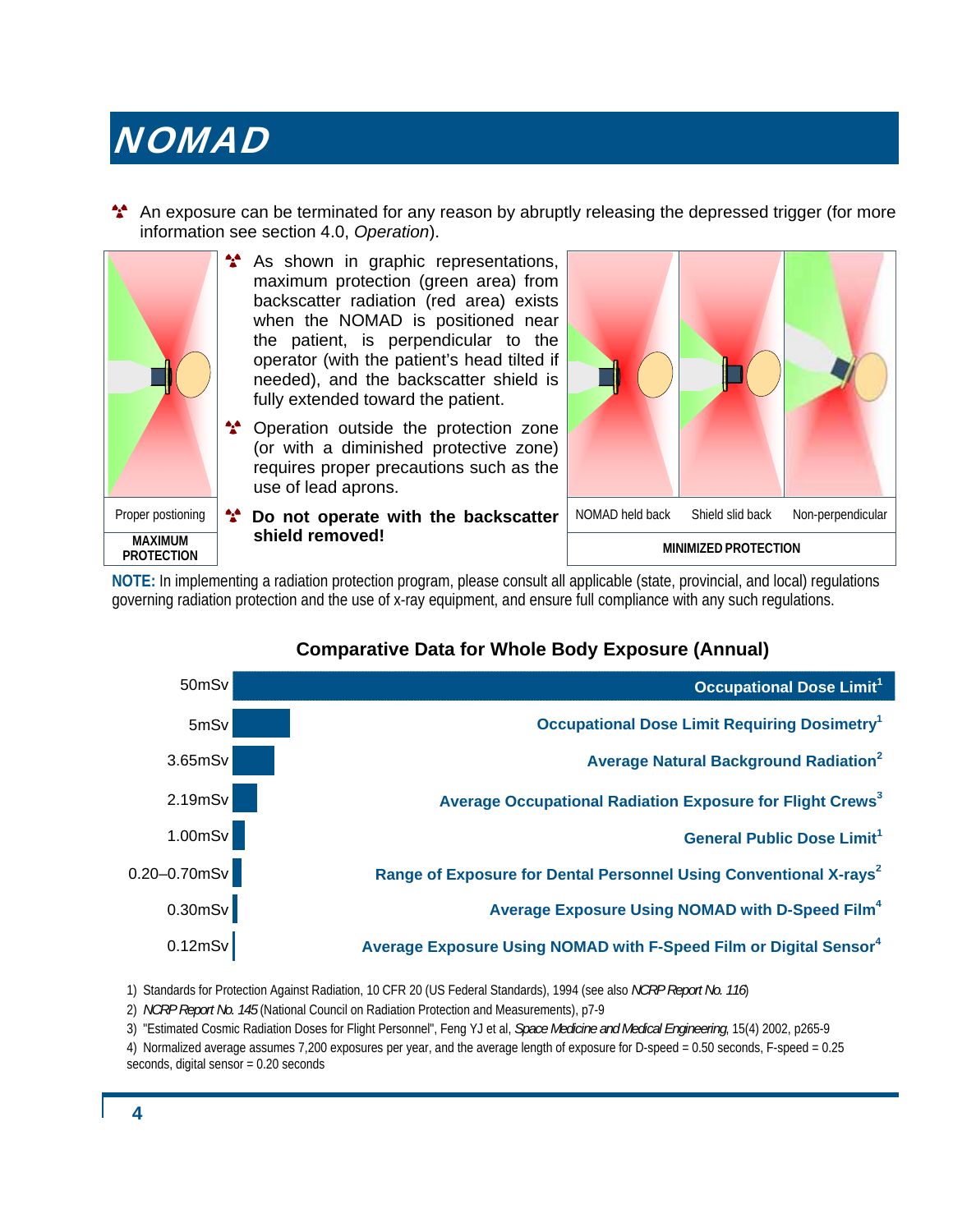# NOMAD

- An exposure can be terminated for any reason by abruptly releasing the depressed trigger (for more information see section 4.0, *Operation*).

- As shown in graphic representations, maximum protection (green area) from backscatter radiation (red area) exists when the NOMAD is positioned near the patient, is perpendicular to the operator (with the patient's head tilted if needed), and the backscatter shield is fully extended toward the patient.
- Operation outside the protection zone (or with a diminished protective zone) requires proper precautions such as the use of lead aprons.
- **Do not operate with the backscatter shield removed!**

Proper postioning

**MAXIMUM PROTECTION**

NOMAD held back | Shield slid back | Non-perpendicular

**MINIMIZED PROTECTION**

**NOTE:** In implementing a radiation protection program, please consult all applicable (state, provincial, and local) regulations governing radiation protection and the use of x-ray equipment, and ensure full compliance with any such regulations.

## Comparative Data for Whole Body Exposure (Annual)

| Dose | Description |
|---|---|
| 50mSv | Occupational Dose Limit[1] |
| 5mSv | Occupational Dose Limit Requiring Dosimetry[1] |
| 3.65mSv | Average Natural Background Radiation[2] |
| 2.19mSv | Average Occupational Radiation Exposure for Flight Crews[3] |
| 1.00mSv | General Public Dose Limit[1] |
| 0.20–0.70mSv | Range of Exposure for Dental Personnel Using Conventional X-rays[2] |
| 0.30mSv | Average Exposure Using NOMAD with D-Speed Film[4] |
| 0.12mSv | Average Exposure Using NOMAD with F-Speed Film or Digital Sensor[4] |

1) Standards for Protection Against Radiation, 10 CFR 20 (US Federal Standards), 1994 (see also *NCRP Report No. 116*)

2) *NCRP Report No. 145* (National Council on Radiation Protection and Measurements), p7-9

3) "Estimated Cosmic Radiation Doses for Flight Personnel", Feng YJ et al, *Space Medicine and Medical Engineering*, 15(4) 2002, p265-9

4) Normalized average assumes 7,200 exposures per year, and the average length of exposure for D-speed = 0.50 seconds, F-speed = 0.25 seconds, digital sensor = 0.20 seconds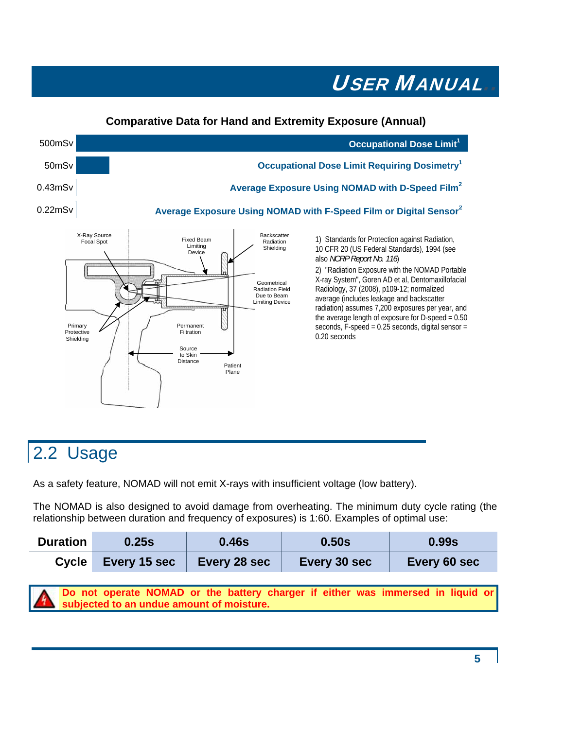**Comparative Data for Hand and Extremity Exposure (Annual)**

| Dose | Description |
|---|---|
| 500mSv | Occupational Dose Limit[1] |
| 50mSv | Occupational Dose Limit Requiring Dosimetry[1] |
| 0.43mSv | Average Exposure Using NOMAD with D-Speed Film[2] |
| 0.22mSv | Average Exposure Using NOMAD with F-Speed Film or Digital Sensor[2] |

X-Ray Source Focal Spot

Fixed Beam Limiting Device

Backscatter Radiation Shielding

Geometrical Radiation Field Due to Beam Limiting Device

Primary Protective Shielding

Permanent Filtration

Source to Skin Distance

Patient Plane

1) Standards for Protection against Radiation, 10 CFR 20 (US Federal Standards), 1994 (see also *NCRP Report No. 116*)

2) "Radiation Exposure with the NOMAD Portable X-ray System", Goren AD et al, Dentomaxillofacial Radiology, 37 (2008), p109-12; normalized average (includes leakage and backscatter radiation) assumes 7,200 exposures per year, and the average length of exposure for D-speed = 0.50 seconds, F-speed = 0.25 seconds, digital sensor = 0.20 seconds

## 2.2 Usage

As a safety feature, NOMAD will not emit X-rays with insufficient voltage (low battery).

The NOMAD is also designed to avoid damage from overheating. The minimum duty cycle rating (the relationship between duration and frequency of exposures) is 1:60. Examples of optimal use:

| Duration | 0.25s | 0.46s | 0.50s | 0.99s |
|---|---|---|---|---|
| Cycle | Every 15 sec | Every 28 sec | Every 30 sec | Every 60 sec |

**Do not operate NOMAD or the battery charger if either was immersed in liquid or subjected to an undue amount of moisture.**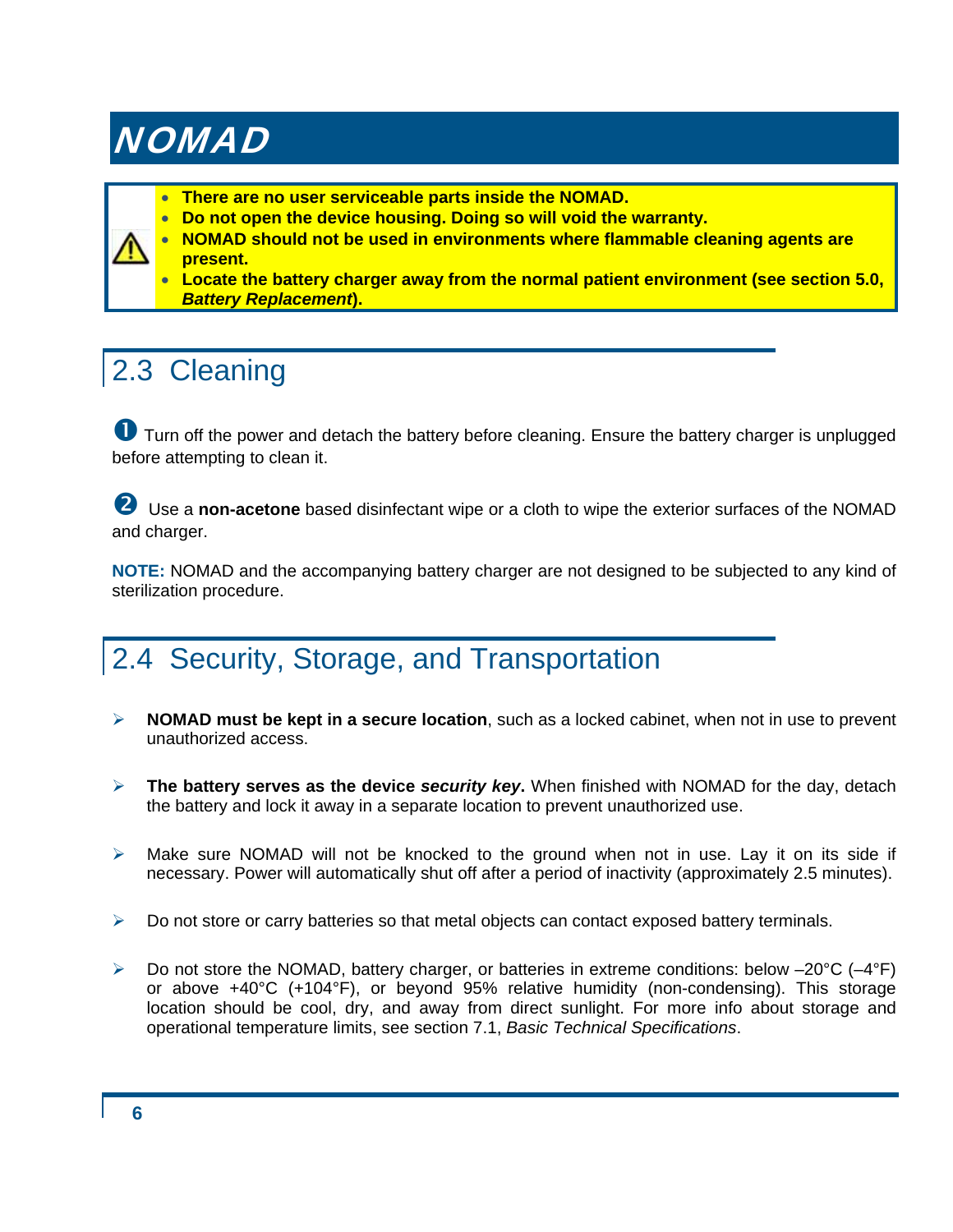# NOMAD

⚠

- **There are no user serviceable parts inside the NOMAD.**
- **Do not open the device housing. Doing so will void the warranty.**
- **NOMAD should not be used in environments where flammable cleaning agents are present.**
- **Locate the battery charger away from the normal patient environment (see section 5.0, *Battery Replacement*).**

## 2.3 Cleaning

❶ Turn off the power and detach the battery before cleaning. Ensure the battery charger is unplugged before attempting to clean it.

❷ Use a **non-acetone** based disinfectant wipe or a cloth to wipe the exterior surfaces of the NOMAD and charger.

**NOTE:** NOMAD and the accompanying battery charger are not designed to be subjected to any kind of sterilization procedure.

## 2.4 Security, Storage, and Transportation

- **NOMAD must be kept in a secure location**, such as a locked cabinet, when not in use to prevent unauthorized access.
- **The battery serves as the device *security key*.** When finished with NOMAD for the day, detach the battery and lock it away in a separate location to prevent unauthorized use.
- Make sure NOMAD will not be knocked to the ground when not in use. Lay it on its side if necessary. Power will automatically shut off after a period of inactivity (approximately 2.5 minutes).
- Do not store or carry batteries so that metal objects can contact exposed battery terminals.
- Do not store the NOMAD, battery charger, or batteries in extreme conditions: below –20°C (–4°F) or above +40°C (+104°F), or beyond 95% relative humidity (non-condensing). This storage location should be cool, dry, and away from direct sunlight. For more info about storage and operational temperature limits, see section 7.1, *Basic Technical Specifications*.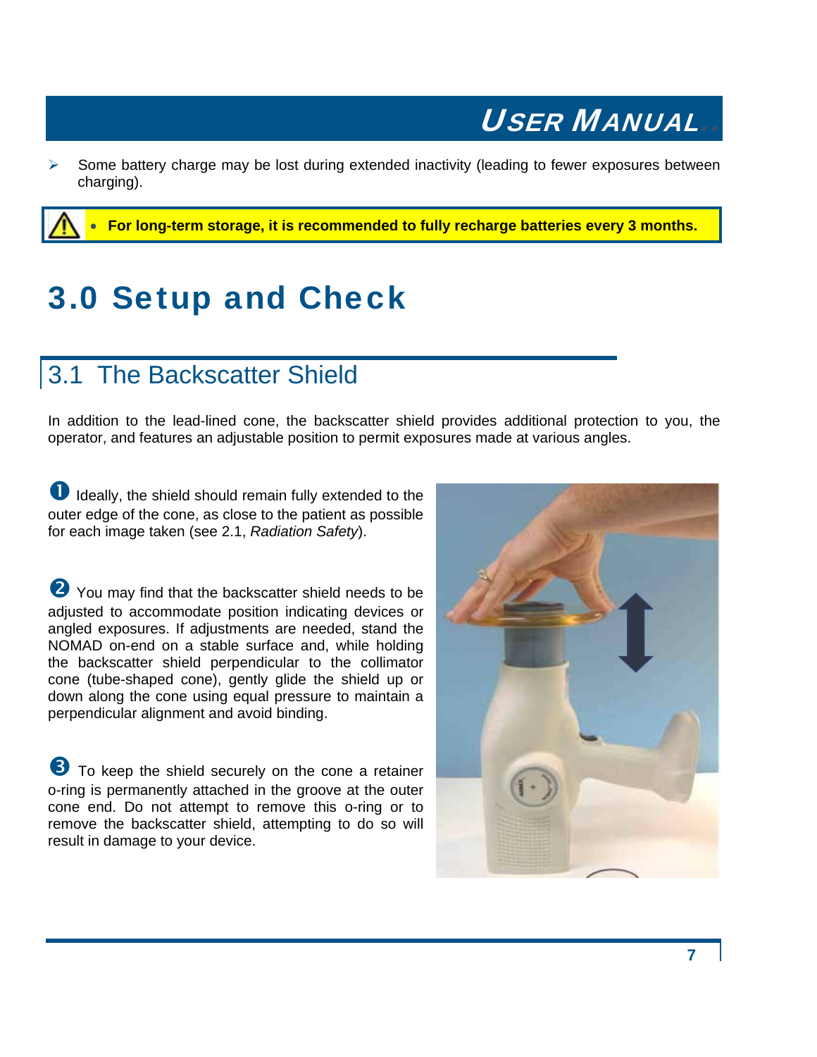- Some battery charge may be lost during extended inactivity (leading to fewer exposures between charging).

> ⚠ • **For long-term storage, it is recommended to fully recharge batteries every 3 months.**

# 3.0 Setup and Check

## 3.1 The Backscatter Shield

In addition to the lead-lined cone, the backscatter shield provides additional protection to you, the operator, and features an adjustable position to permit exposures made at various angles.

❶ Ideally, the shield should remain fully extended to the outer edge of the cone, as close to the patient as possible for each image taken (see 2.1, *Radiation Safety*).

❷ You may find that the backscatter shield needs to be adjusted to accommodate position indicating devices or angled exposures. If adjustments are needed, stand the NOMAD on-end on a stable surface and, while holding the backscatter shield perpendicular to the collimator cone (tube-shaped cone), gently glide the shield up or down along the cone using equal pressure to maintain a perpendicular alignment and avoid binding.

❸ To keep the shield securely on the cone a retainer o-ring is permanently attached in the groove at the outer cone end. Do not attempt to remove this o-ring or to remove the backscatter shield, attempting to do so will result in damage to your device.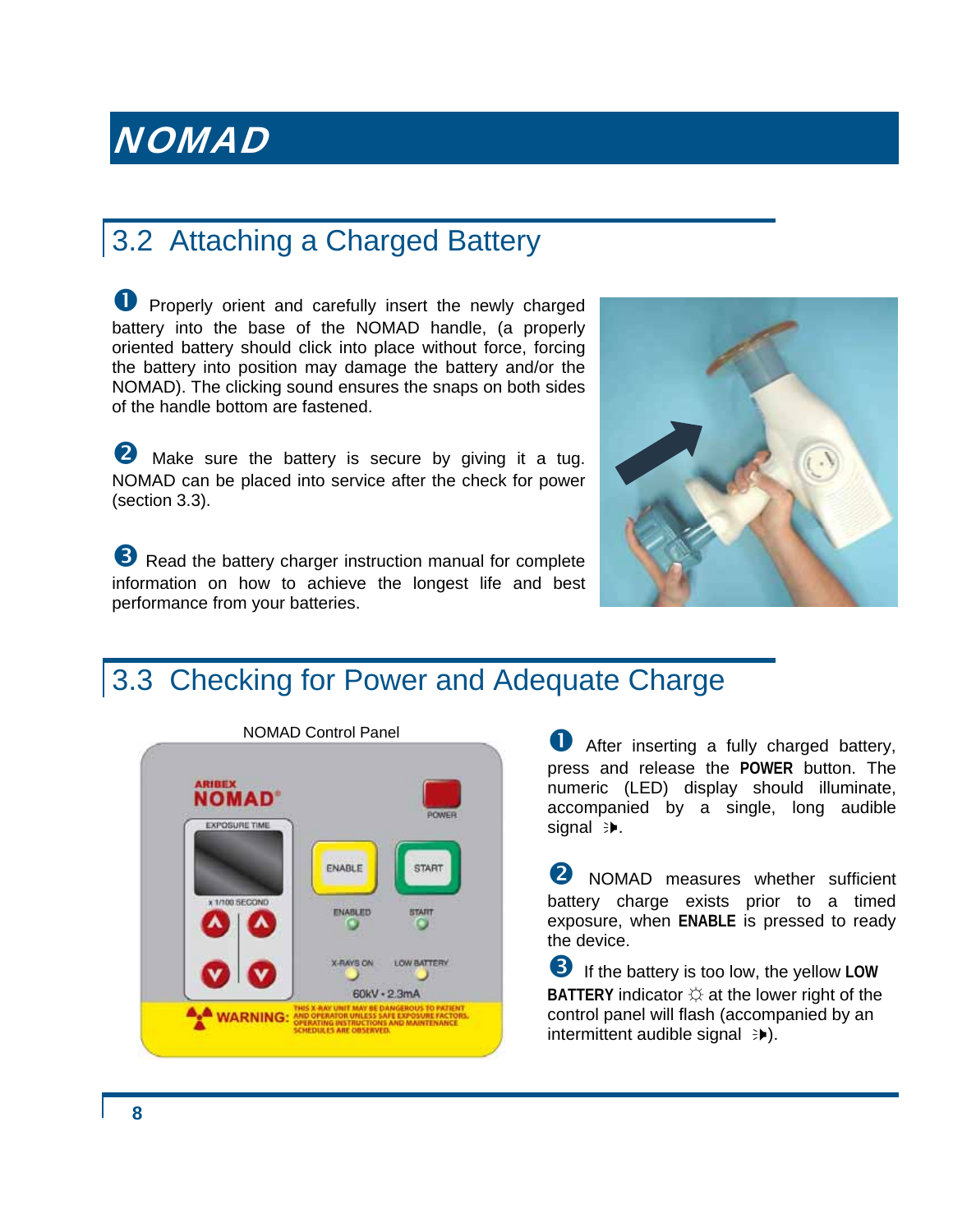# NOMAD

## 3.2 Attaching a Charged Battery

❶ Properly orient and carefully insert the newly charged battery into the base of the NOMAD handle, (a properly oriented battery should click into place without force, forcing the battery into position may damage the battery and/or the NOMAD). The clicking sound ensures the snaps on both sides of the handle bottom are fastened.

❷ Make sure the battery is secure by giving it a tug. NOMAD can be placed into service after the check for power (section 3.3).

❸ Read the battery charger instruction manual for complete information on how to achieve the longest life and best performance from your batteries.

## 3.3 Checking for Power and Adequate Charge

NOMAD Control Panel

❶ After inserting a fully charged battery, press and release the **POWER** button. The numeric (LED) display should illuminate, accompanied by a single, long audible signal.

❷ NOMAD measures whether sufficient battery charge exists prior to a timed exposure, when **ENABLE** is pressed to ready the device.

❸ If the battery is too low, the yellow **LOW BATTERY** indicator ☼ at the lower right of the control panel will flash (accompanied by an intermittent audible signal).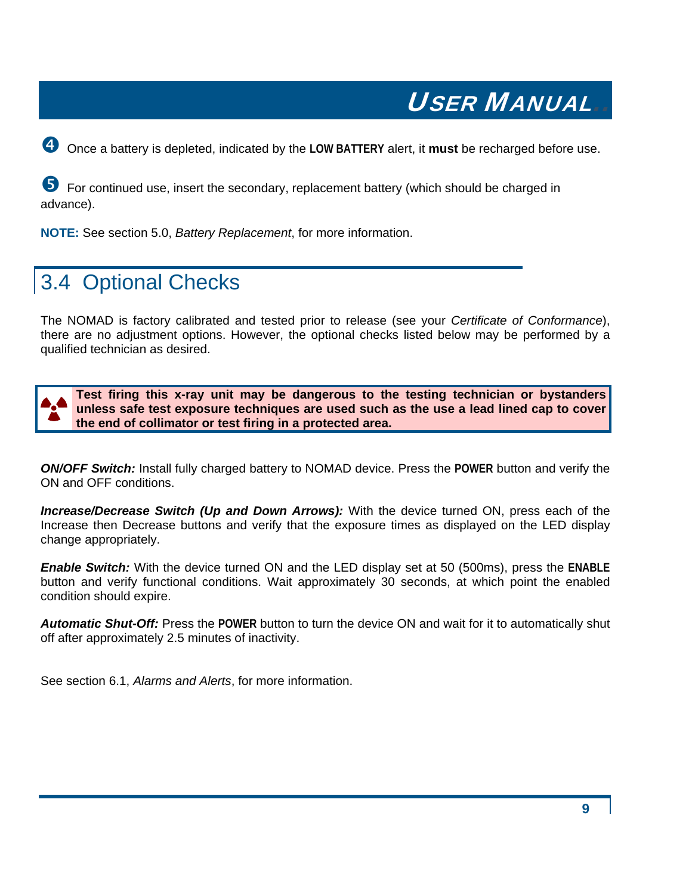❹ Once a battery is depleted, indicated by the **LOW BATTERY** alert, it **must** be recharged before use.

❺ For continued use, insert the secondary, replacement battery (which should be charged in advance).

**NOTE:** See section 5.0, *Battery Replacement*, for more information.

## 3.4 Optional Checks

The NOMAD is factory calibrated and tested prior to release (see your *Certificate of Conformance*), there are no adjustment options. However, the optional checks listed below may be performed by a qualified technician as desired.

> **Test firing this x-ray unit may be dangerous to the testing technician or bystanders unless safe test exposure techniques are used such as the use a lead lined cap to cover the end of collimator or test firing in a protected area.**

***ON/OFF Switch:*** Install fully charged battery to NOMAD device. Press the **POWER** button and verify the ON and OFF conditions.

***Increase/Decrease Switch (Up and Down Arrows):*** With the device turned ON, press each of the Increase then Decrease buttons and verify that the exposure times as displayed on the LED display change appropriately.

***Enable Switch:*** With the device turned ON and the LED display set at 50 (500ms), press the **ENABLE** button and verify functional conditions. Wait approximately 30 seconds, at which point the enabled condition should expire.

***Automatic Shut-Off:*** Press the **POWER** button to turn the device ON and wait for it to automatically shut off after approximately 2.5 minutes of inactivity.

See section 6.1, *Alarms and Alerts*, for more information.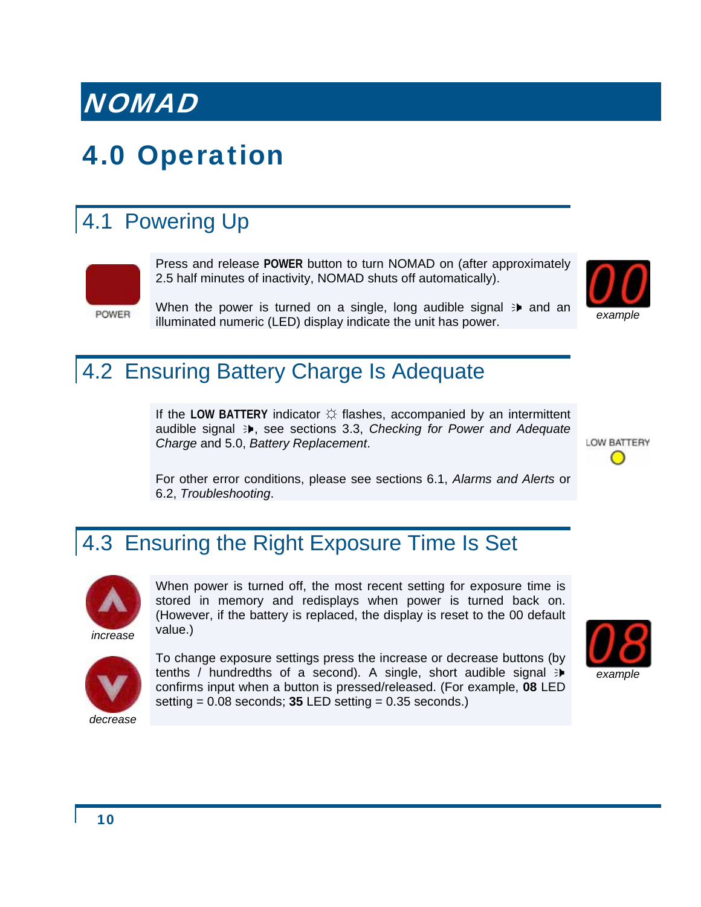# 4.0 Operation

## 4.1 Powering Up

POWER

Press and release **POWER** button to turn NOMAD on (after approximately 2.5 half minutes of inactivity, NOMAD shuts off automatically).

When the power is turned on a single, long audible signal and an illuminated numeric (LED) display indicate the unit has power.

00

*example*

## 4.2 Ensuring Battery Charge Is Adequate

If the **LOW BATTERY** indicator ☼ flashes, accompanied by an intermittent audible signal, see sections 3.3, *Checking for Power and Adequate Charge* and 5.0, *Battery Replacement*.

LOW BATTERY

For other error conditions, please see sections 6.1, *Alarms and Alerts* or 6.2, *Troubleshooting*.

## 4.3 Ensuring the Right Exposure Time Is Set

*increase*

*decrease*

When power is turned off, the most recent setting for exposure time is stored in memory and redisplays when power is turned back on. (However, if the battery is replaced, the display is reset to the 00 default value.)

To change exposure settings press the increase or decrease buttons (by tenths / hundredths of a second). A single, short audible signal confirms input when a button is pressed/released. (For example, **08** LED setting = 0.08 seconds; **35** LED setting = 0.35 seconds.)

08

*example*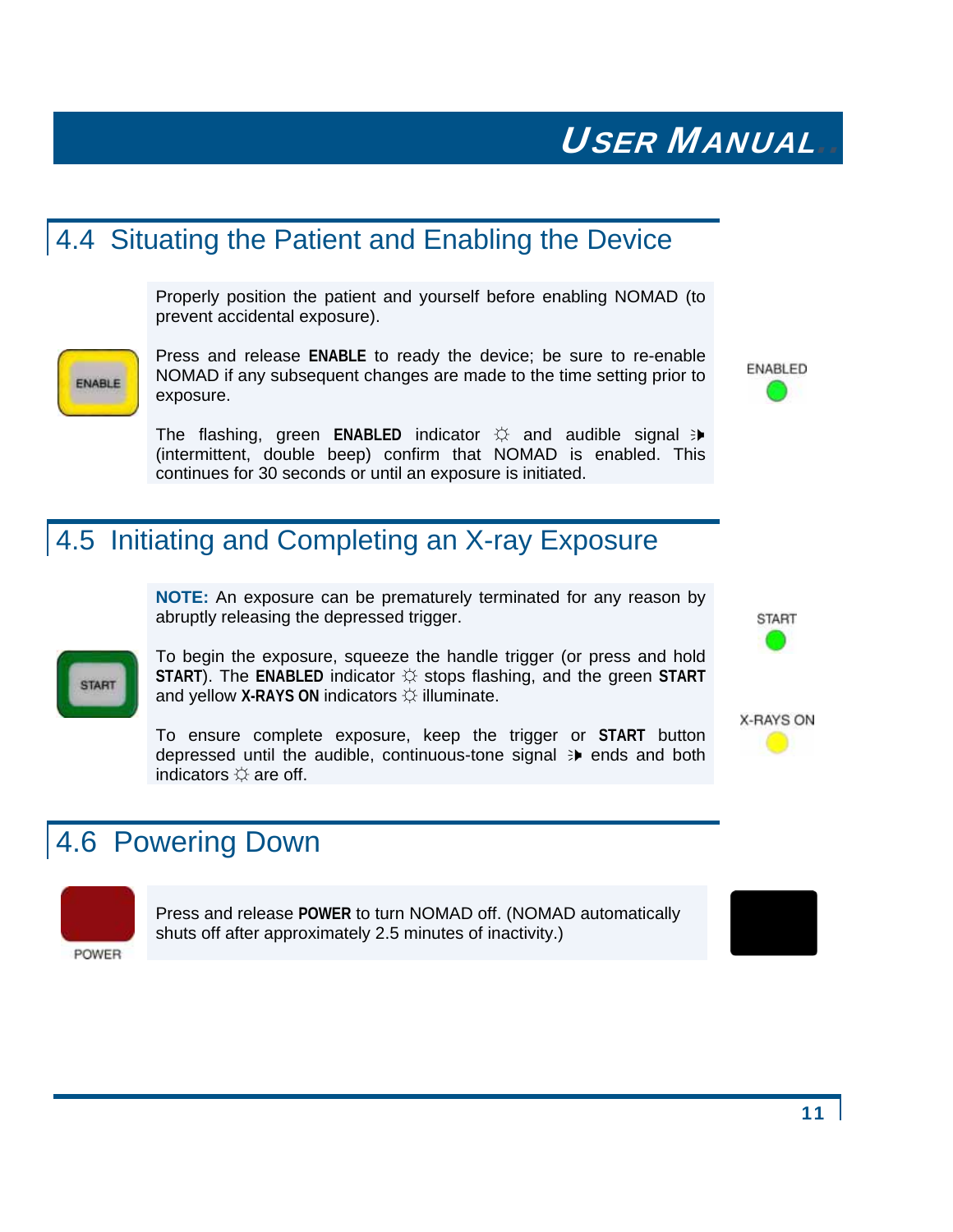## 4.4 Situating the Patient and Enabling the Device

Properly position the patient and yourself before enabling NOMAD (to prevent accidental exposure).

Press and release **ENABLE** to ready the device; be sure to re-enable NOMAD if any subsequent changes are made to the time setting prior to exposure.

The flashing, green **ENABLED** indicator ☼ and audible signal (intermittent, double beep) confirm that NOMAD is enabled. This continues for 30 seconds or until an exposure is initiated.

## 4.5 Initiating and Completing an X-ray Exposure

**NOTE:** An exposure can be prematurely terminated for any reason by abruptly releasing the depressed trigger.

To begin the exposure, squeeze the handle trigger (or press and hold **START**). The **ENABLED** indicator ☼ stops flashing, and the green **START** and yellow **X-RAYS ON** indicators ☼ illuminate.

To ensure complete exposure, keep the trigger or **START** button depressed until the audible, continuous-tone signal ends and both indicators ☼ are off.

## 4.6 Powering Down

Press and release **POWER** to turn NOMAD off. (NOMAD automatically shuts off after approximately 2.5 minutes of inactivity.)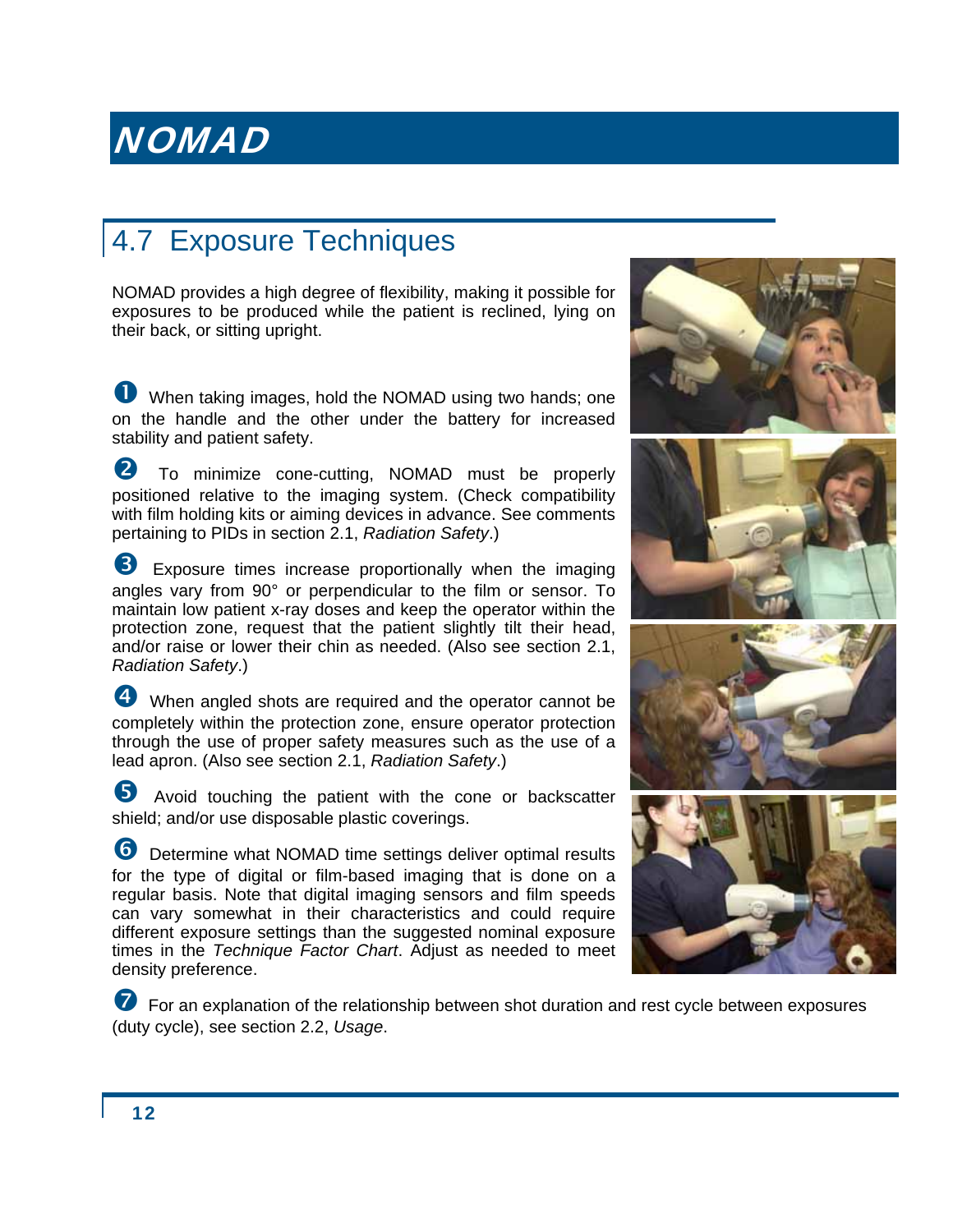## 4.7 Exposure Techniques

NOMAD provides a high degree of flexibility, making it possible for exposures to be produced while the patient is reclined, lying on their back, or sitting upright.

❶ When taking images, hold the NOMAD using two hands; one on the handle and the other under the battery for increased stability and patient safety.

❷ To minimize cone-cutting, NOMAD must be properly positioned relative to the imaging system. (Check compatibility with film holding kits or aiming devices in advance. See comments pertaining to PIDs in section 2.1, *Radiation Safety*.)

❸ Exposure times increase proportionally when the imaging angles vary from 90° or perpendicular to the film or sensor. To maintain low patient x-ray doses and keep the operator within the protection zone, request that the patient slightly tilt their head, and/or raise or lower their chin as needed. (Also see section 2.1, *Radiation Safety*.)

❹ When angled shots are required and the operator cannot be completely within the protection zone, ensure operator protection through the use of proper safety measures such as the use of a lead apron. (Also see section 2.1, *Radiation Safety*.)

❺ Avoid touching the patient with the cone or backscatter shield; and/or use disposable plastic coverings.

❻ Determine what NOMAD time settings deliver optimal results for the type of digital or film-based imaging that is done on a regular basis. Note that digital imaging sensors and film speeds can vary somewhat in their characteristics and could require different exposure settings than the suggested nominal exposure times in the *Technique Factor Chart*. Adjust as needed to meet density preference.

❼ For an explanation of the relationship between shot duration and rest cycle between exposures (duty cycle), see section 2.2, *Usage*.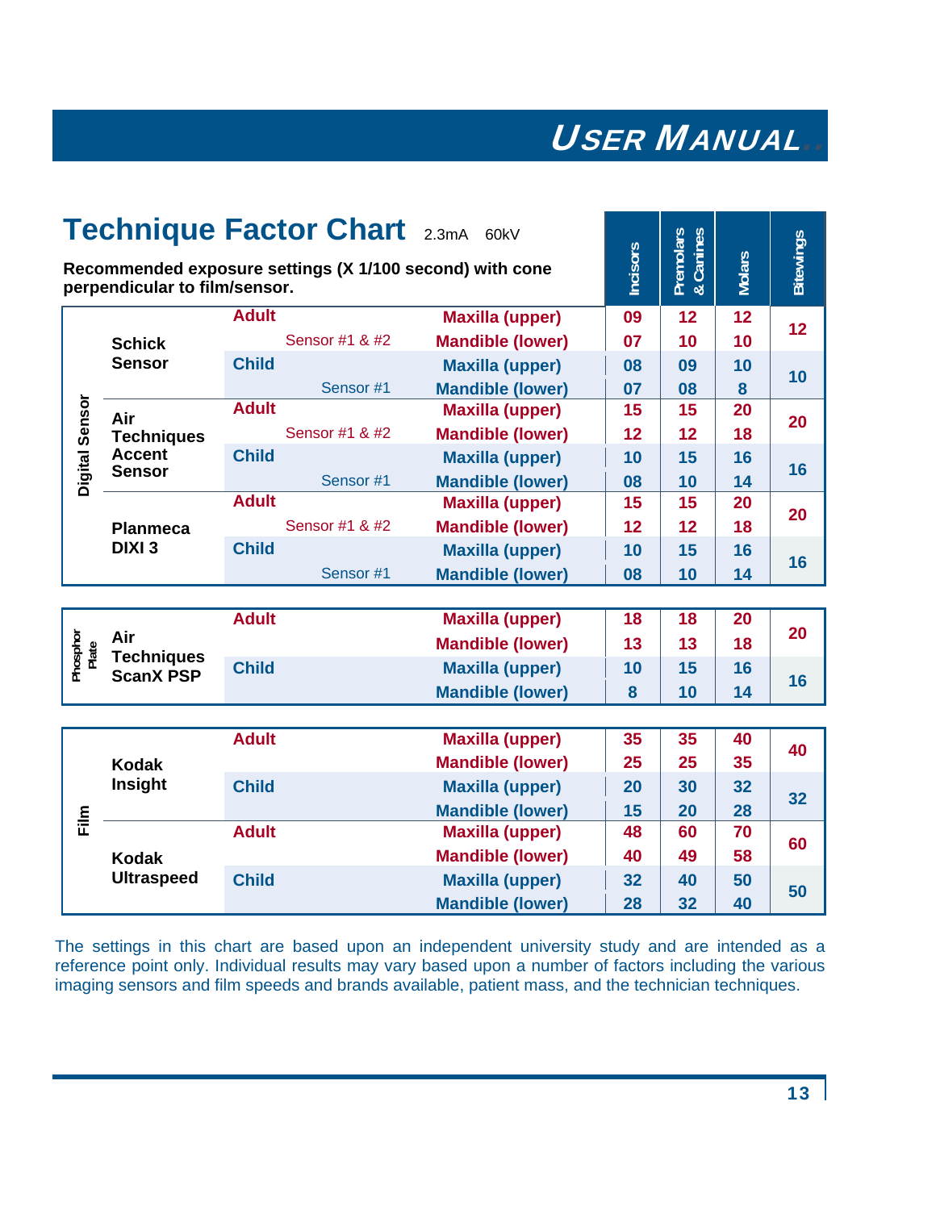# Technique Factor Chart

2.3mA 60kV

**Recommended exposure settings (X 1/100 second) with cone perpendicular to film/sensor.**

| Category | Device | Patient | Sensor | Jaw | Incisors | Premolars & Canines | Molars | Bitewings |
|---|---|---|---|---|---|---|---|---|
| Digital Sensor | Schick Sensor | Adult | Sensor #1 & #2 | Maxilla (upper) | 09 | 12 | 12 | 12 |
| | | | | Mandible (lower) | 07 | 10 | 10 | |
| | | Child | Sensor #1 | Maxilla (upper) | 08 | 09 | 10 | 10 |
| | | | | Mandible (lower) | 07 | 08 | 8 | |
| | Air Techniques Accent Sensor | Adult | Sensor #1 & #2 | Maxilla (upper) | 15 | 15 | 20 | 20 |
| | | | | Mandible (lower) | 12 | 12 | 18 | |
| | | Child | Sensor #1 | Maxilla (upper) | 10 | 15 | 16 | 16 |
| | | | | Mandible (lower) | 08 | 10 | 14 | |
| | Planmeca DIXI 3 | Adult | Sensor #1 & #2 | Maxilla (upper) | 15 | 15 | 20 | 20 |
| | | | | Mandible (lower) | 12 | 12 | 18 | |
| | | Child | Sensor #1 | Maxilla (upper) | 10 | 15 | 16 | 16 |
| | | | | Mandible (lower) | 08 | 10 | 14 | |
| Phosphor Plate | Air Techniques ScanX PSP | Adult | | Maxilla (upper) | 18 | 18 | 20 | 20 |
| | | | | Mandible (lower) | 13 | 13 | 18 | |
| | | Child | | Maxilla (upper) | 10 | 15 | 16 | 16 |
| | | | | Mandible (lower) | 8 | 10 | 14 | |
| Film | Kodak Insight | Adult | | Maxilla (upper) | 35 | 35 | 40 | 40 |
| | | | | Mandible (lower) | 25 | 25 | 35 | |
| | | Child | | Maxilla (upper) | 20 | 30 | 32 | 32 |
| | | | | Mandible (lower) | 15 | 20 | 28 | |
| | Kodak Ultraspeed | Adult | | Maxilla (upper) | 48 | 60 | 70 | 60 |
| | | | | Mandible (lower) | 40 | 49 | 58 | |
| | | Child | | Maxilla (upper) | 32 | 40 | 50 | 50 |
| | | | | Mandible (lower) | 28 | 32 | 40 | |

The settings in this chart are based upon an independent university study and are intended as a reference point only. Individual results may vary based upon a number of factors including the various imaging sensors and film speeds and brands available, patient mass, and the technician techniques.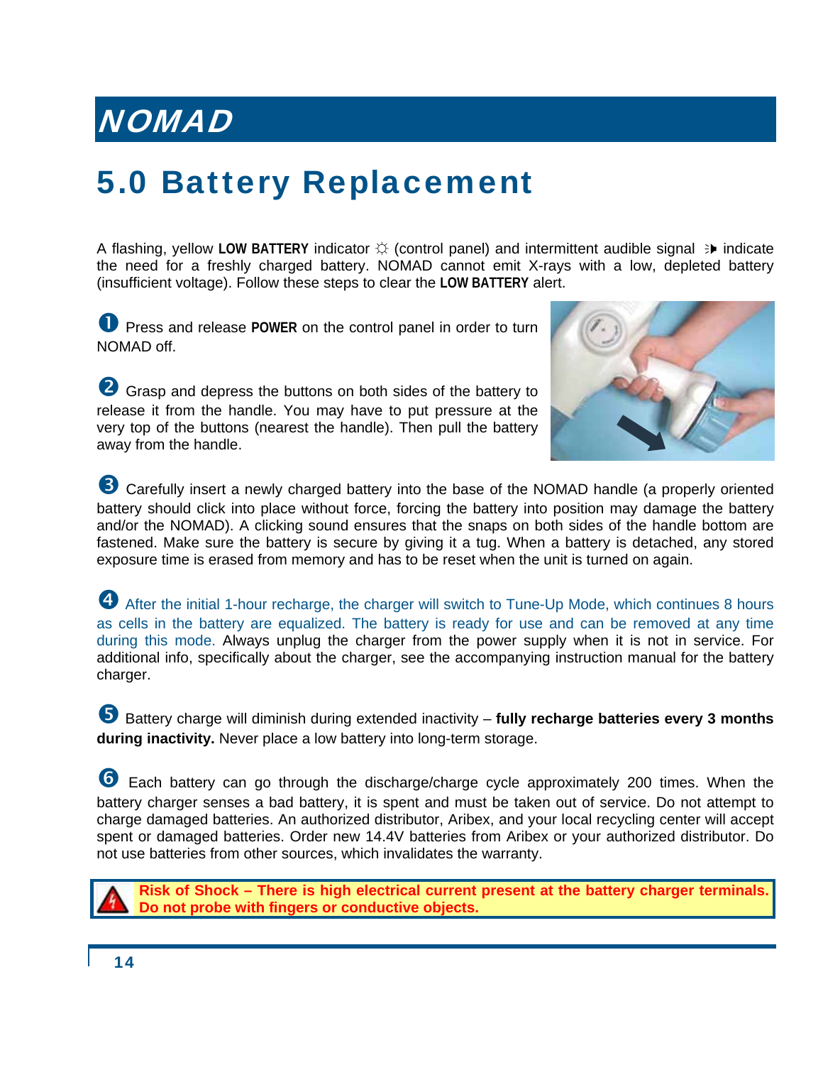# NOMAD

## 5.0 Battery Replacement

A flashing, yellow **LOW BATTERY** indicator ☼ (control panel) and intermittent audible signal indicate the need for a freshly charged battery. NOMAD cannot emit X-rays with a low, depleted battery (insufficient voltage). Follow these steps to clear the **LOW BATTERY** alert.

❶ Press and release **POWER** on the control panel in order to turn NOMAD off.

❷ Grasp and depress the buttons on both sides of the battery to release it from the handle. You may have to put pressure at the very top of the buttons (nearest the handle). Then pull the battery away from the handle.

❸ Carefully insert a newly charged battery into the base of the NOMAD handle (a properly oriented battery should click into place without force, forcing the battery into position may damage the battery and/or the NOMAD). A clicking sound ensures that the snaps on both sides of the handle bottom are fastened. Make sure the battery is secure by giving it a tug. When a battery is detached, any stored exposure time is erased from memory and has to be reset when the unit is turned on again.

❹ After the initial 1-hour recharge, the charger will switch to Tune-Up Mode, which continues 8 hours as cells in the battery are equalized. The battery is ready for use and can be removed at any time during this mode. Always unplug the charger from the power supply when it is not in service. For additional info, specifically about the charger, see the accompanying instruction manual for the battery charger.

❺ Battery charge will diminish during extended inactivity – **fully recharge batteries every 3 months during inactivity.** Never place a low battery into long-term storage.

❻ Each battery can go through the discharge/charge cycle approximately 200 times. When the battery charger senses a bad battery, it is spent and must be taken out of service. Do not attempt to charge damaged batteries. An authorized distributor, Aribex, and your local recycling center will accept spent or damaged batteries. Order new 14.4V batteries from Aribex or your authorized distributor. Do not use batteries from other sources, which invalidates the warranty.

**Risk of Shock – There is high electrical current present at the battery charger terminals. Do not probe with fingers or conductive objects.**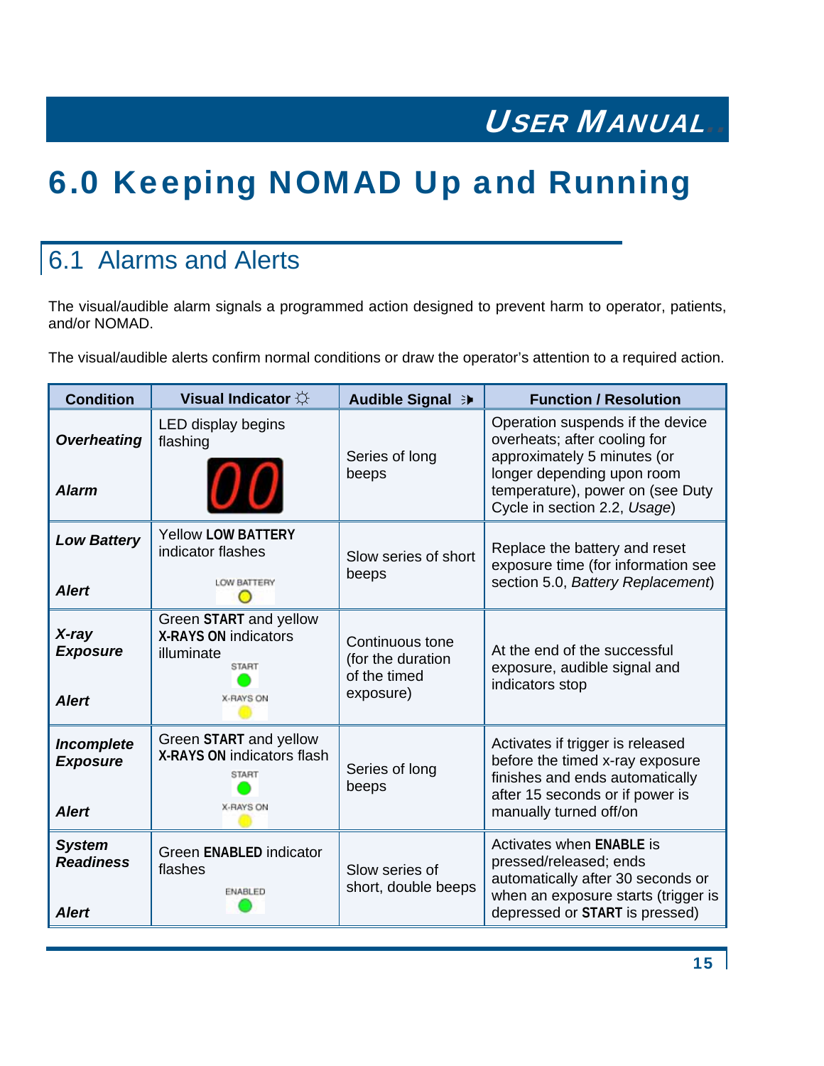# 6.0 Keeping NOMAD Up and Running

## 6.1 Alarms and Alerts

The visual/audible alarm signals a programmed action designed to prevent harm to operator, patients, and/or NOMAD.

The visual/audible alerts confirm normal conditions or draw the operator's attention to a required action.

| Condition | Visual Indicator | Audible Signal | Function / Resolution |
|---|---|---|---|
| ***Overheating*** ***Alarm*** | LED display begins flashing 00 | Series of long beeps | Operation suspends if the device overheats; after cooling for approximately 5 minutes (or longer depending upon room temperature), power on (see Duty Cycle in section 2.2, *Usage*) |
| ***Low Battery*** ***Alert*** | Yellow **LOW BATTERY** indicator flashes LOW BATTERY | Slow series of short beeps | Replace the battery and reset exposure time (for information see section 5.0, *Battery Replacement*) |
| ***X-ray Exposure*** ***Alert*** | Green **START** and yellow **X-RAYS ON** indicators illuminate START X-RAYS ON | Continuous tone (for the duration of the timed exposure) | At the end of the successful exposure, audible signal and indicators stop |
| ***Incomplete Exposure*** ***Alert*** | Green **START** and yellow **X-RAYS ON** indicators flash START X-RAYS ON | Series of long beeps | Activates if trigger is released before the timed x-ray exposure finishes and ends automatically after 15 seconds or if power is manually turned off/on |
| ***System Readiness*** ***Alert*** | Green **ENABLED** indicator flashes ENABLED | Slow series of short, double beeps | Activates when **ENABLE** is pressed/released; ends automatically after 30 seconds or when an exposure starts (trigger is depressed or **START** is pressed) |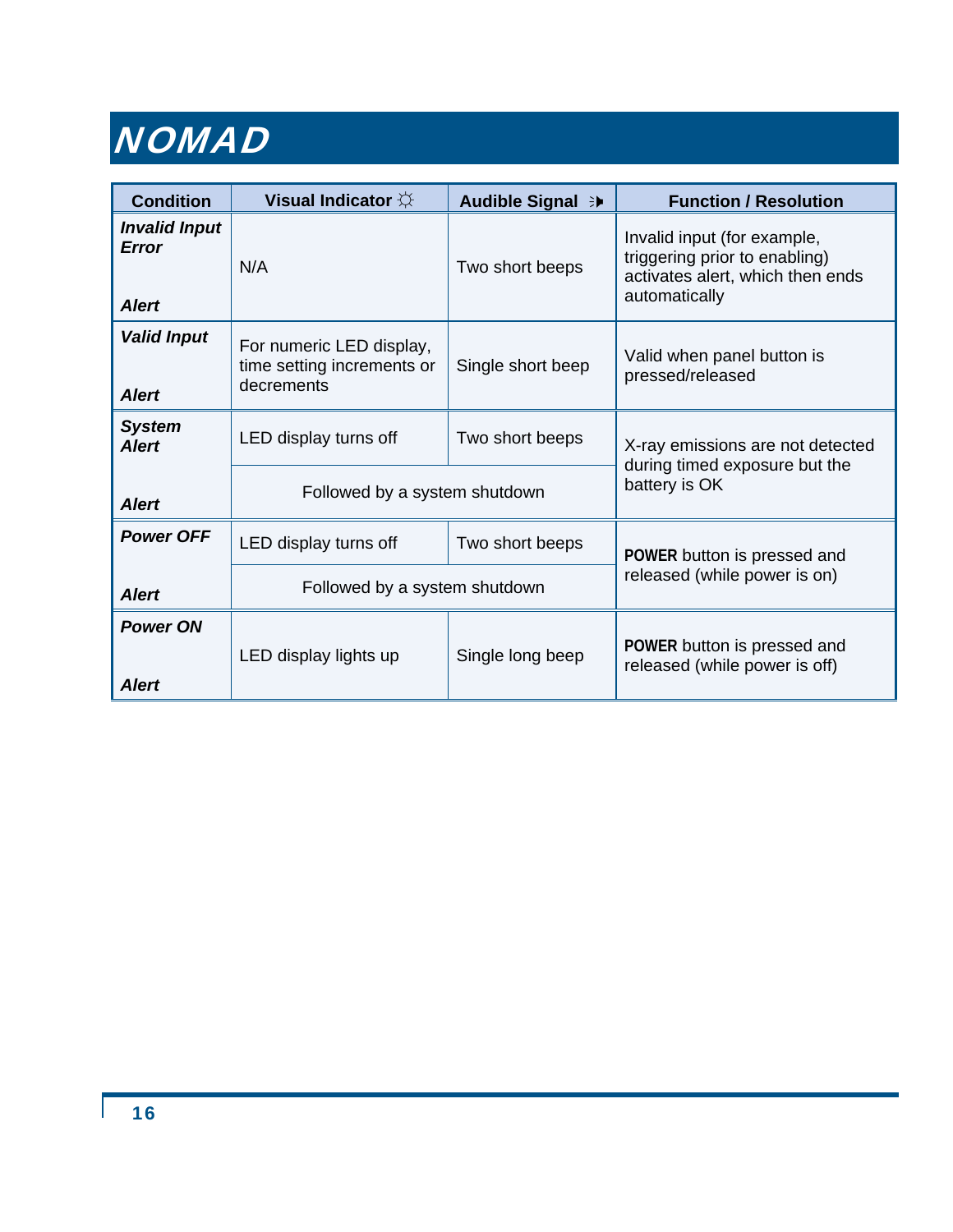# NOMAD

| Condition | Visual Indicator ☼ | Audible Signal | Function / Resolution |
|---|---|---|---|
| ***Invalid Input Error*** ***Alert*** | N/A | Two short beeps | Invalid input (for example, triggering prior to enabling) activates alert, which then ends automatically |
| ***Valid Input*** ***Alert*** | For numeric LED display, time setting increments or decrements | Single short beep | Valid when panel button is pressed/released |
| ***System Alert*** ***Alert*** | LED display turns off | Two short beeps | X-ray emissions are not detected during timed exposure but the battery is OK |
| | Followed by a system shutdown | | |
| ***Power OFF*** ***Alert*** | LED display turns off | Two short beeps | **POWER** button is pressed and released (while power is on) |
| | Followed by a system shutdown | | |
| ***Power ON*** ***Alert*** | LED display lights up | Single long beep | **POWER** button is pressed and released (while power is off) |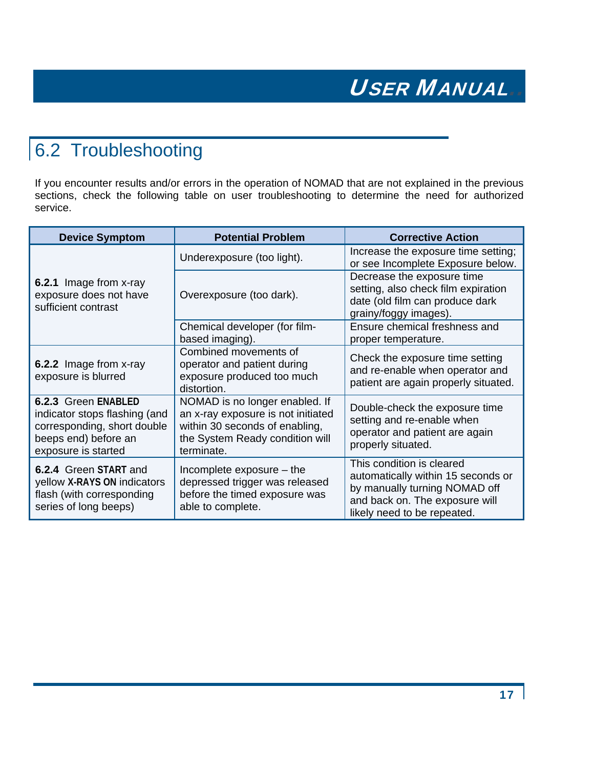## 6.2 Troubleshooting

If you encounter results and/or errors in the operation of NOMAD that are not explained in the previous sections, check the following table on user troubleshooting to determine the need for authorized service.

| Device Symptom | Potential Problem | Corrective Action |
| --- | --- | --- |
| **6.2.1** Image from x-ray exposure does not have sufficient contrast | Underexposure (too light). | Increase the exposure time setting; or see Incomplete Exposure below. |
| | Overexposure (too dark). | Decrease the exposure time setting, also check film expiration date (old film can produce dark grainy/foggy images). |
| | Chemical developer (for film-based imaging). | Ensure chemical freshness and proper temperature. |
| **6.2.2** Image from x-ray exposure is blurred | Combined movements of operator and patient during exposure produced too much distortion. | Check the exposure time setting and re-enable when operator and patient are again properly situated. |
| **6.2.3** Green **ENABLED** indicator stops flashing (and corresponding, short double beeps end) before an exposure is started | NOMAD is no longer enabled. If an x-ray exposure is not initiated within 30 seconds of enabling, the System Ready condition will terminate. | Double-check the exposure time setting and re-enable when operator and patient are again properly situated. |
| **6.2.4** Green **START** and yellow **X-RAYS ON** indicators flash (with corresponding series of long beeps) | Incomplete exposure – the depressed trigger was released before the timed exposure was able to complete. | This condition is cleared automatically within 15 seconds or by manually turning NOMAD off and back on. The exposure will likely need to be repeated. |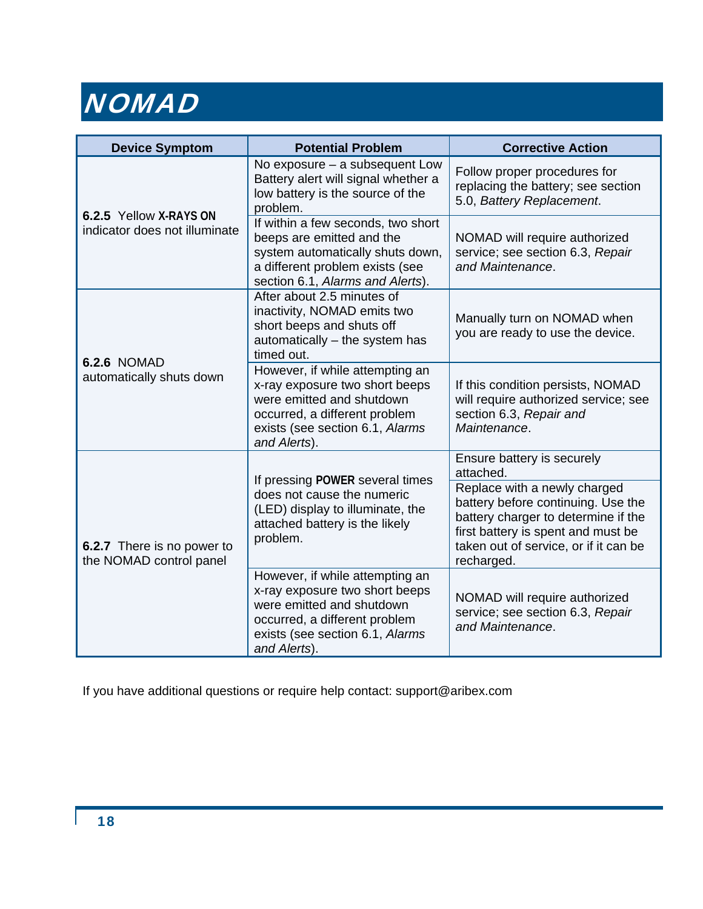| Device Symptom | Potential Problem | Corrective Action |
|---|---|---|
| **6.2.5** Yellow **X-RAYS ON** indicator does not illuminate | No exposure – a subsequent Low Battery alert will signal whether a low battery is the source of the problem. | Follow proper procedures for replacing the battery; see section 5.0, *Battery Replacement*. |
| | If within a few seconds, two short beeps are emitted and the system automatically shuts down, a different problem exists (see section 6.1, *Alarms and Alerts*). | NOMAD will require authorized service; see section 6.3, *Repair and Maintenance*. |
| **6.2.6** NOMAD automatically shuts down | After about 2.5 minutes of inactivity, NOMAD emits two short beeps and shuts off automatically – the system has timed out. | Manually turn on NOMAD when you are ready to use the device. |
| | However, if while attempting an x-ray exposure two short beeps were emitted and shutdown occurred, a different problem exists (see section 6.1, *Alarms and Alerts*). | If this condition persists, NOMAD will require authorized service; see section 6.3, *Repair and Maintenance*. |
| **6.2.7** There is no power to the NOMAD control panel | If pressing **POWER** several times does not cause the numeric (LED) display to illuminate, the attached battery is the likely problem. | Ensure battery is securely attached. |
| | | Replace with a newly charged battery before continuing. Use the battery charger to determine if the first battery is spent and must be taken out of service, or if it can be recharged. |
| | However, if while attempting an x-ray exposure two short beeps were emitted and shutdown occurred, a different problem exists (see section 6.1, *Alarms and Alerts*). | NOMAD will require authorized service; see section 6.3, *Repair and Maintenance*. |

If you have additional questions or require help contact: support@aribex.com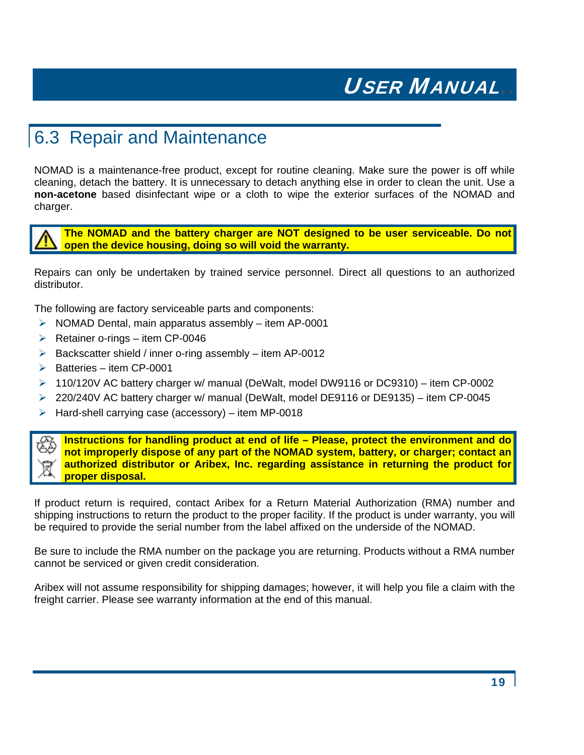## 6.3 Repair and Maintenance

NOMAD is a maintenance-free product, except for routine cleaning. Make sure the power is off while cleaning, detach the battery. It is unnecessary to detach anything else in order to clean the unit. Use a **non-acetone** based disinfectant wipe or a cloth to wipe the exterior surfaces of the NOMAD and charger.

**The NOMAD and the battery charger are NOT designed to be user serviceable. Do not open the device housing, doing so will void the warranty.**

Repairs can only be undertaken by trained service personnel. Direct all questions to an authorized distributor.

The following are factory serviceable parts and components:

- NOMAD Dental, main apparatus assembly – item AP-0001
- Retainer o-rings – item CP-0046
- Backscatter shield / inner o-ring assembly – item AP-0012
- Batteries – item CP-0001
- 110/120V AC battery charger w/ manual (DeWalt, model DW9116 or DC9310) – item CP-0002
- 220/240V AC battery charger w/ manual (DeWalt, model DE9116 or DE9135) – item CP-0045
- Hard-shell carrying case (accessory) – item MP-0018

**Instructions for handling product at end of life – Please, protect the environment and do not improperly dispose of any part of the NOMAD system, battery, or charger; contact an authorized distributor or Aribex, Inc. regarding assistance in returning the product for proper disposal.**

If product return is required, contact Aribex for a Return Material Authorization (RMA) number and shipping instructions to return the product to the proper facility. If the product is under warranty, you will be required to provide the serial number from the label affixed on the underside of the NOMAD.

Be sure to include the RMA number on the package you are returning. Products without a RMA number cannot be serviced or given credit consideration.

Aribex will not assume responsibility for shipping damages; however, it will help you file a claim with the freight carrier. Please see warranty information at the end of this manual.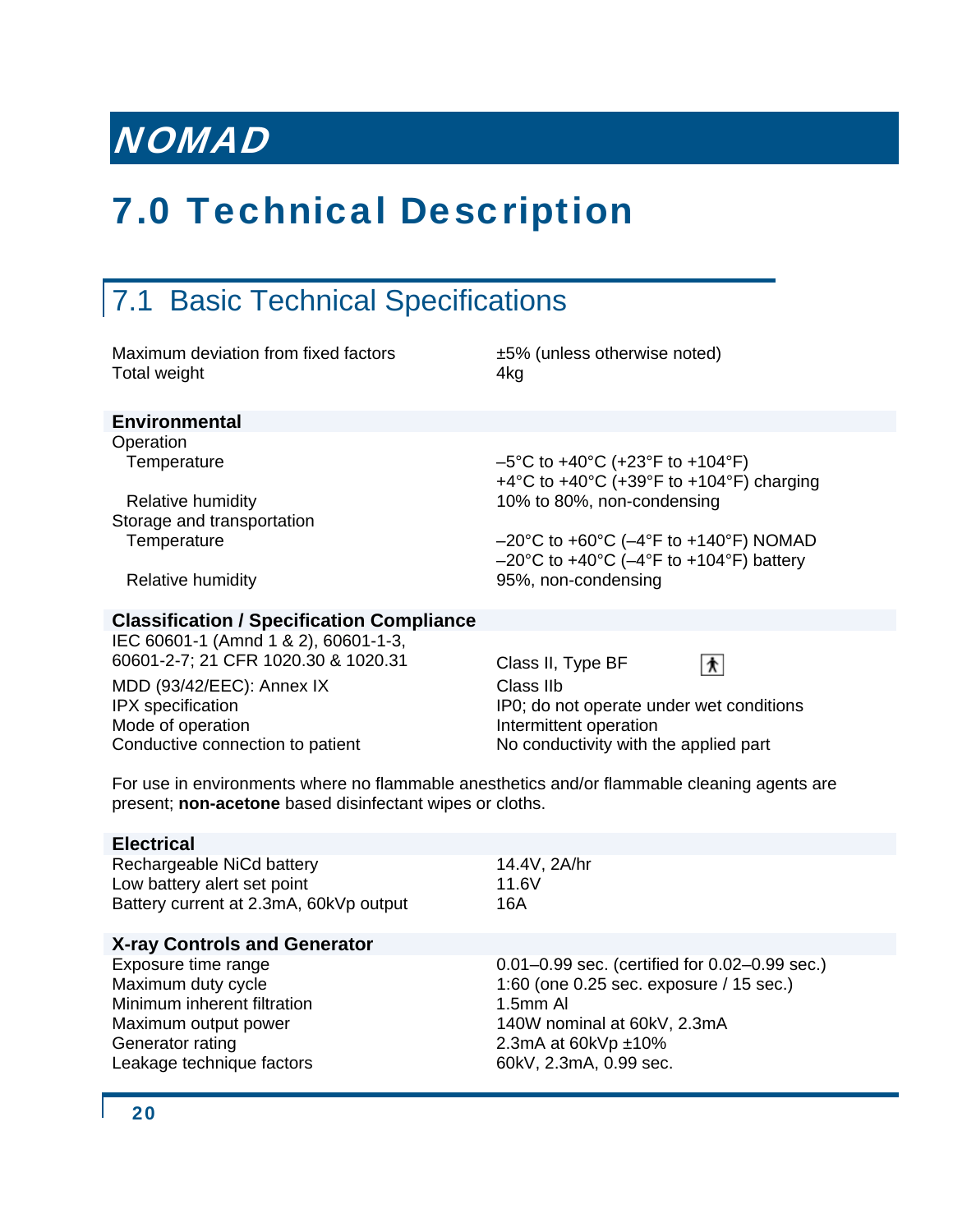# 7.0 Technical Description

## 7.1 Basic Technical Specifications

| | |
|---|---|
| Maximum deviation from fixed factors | ±5% (unless otherwise noted) |
| Total weight | 4kg |

### Environmental

| | |
|---|---|
| Operation | |
| Temperature | –5°C to +40°C (+23°F to +104°F)<br>+4°C to +40°C (+39°F to +104°F) charging |
| Relative humidity | 10% to 80%, non-condensing |
| Storage and transportation | |
| Temperature | –20°C to +60°C (–4°F to +140°F) NOMAD<br>–20°C to +40°C (–4°F to +104°F) battery |
| Relative humidity | 95%, non-condensing |

### Classification / Specification Compliance

| | |
|---|---|
| IEC 60601-1 (Amnd 1 & 2), 60601-1-3, 60601-2-7; 21 CFR 1020.30 & 1020.31 | Class II, Type BF |
| MDD (93/42/EEC): Annex IX | Class IIb |
| IPX specification | IP0; do not operate under wet conditions |
| Mode of operation | Intermittent operation |
| Conductive connection to patient | No conductivity with the applied part |

For use in environments where no flammable anesthetics and/or flammable cleaning agents are present; **non-acetone** based disinfectant wipes or cloths.

### Electrical

| | |
|---|---|
| Rechargeable NiCd battery | 14.4V, 2A/hr |
| Low battery alert set point | 11.6V |
| Battery current at 2.3mA, 60kVp output | 16A |

### X-ray Controls and Generator

| | |
|---|---|
| Exposure time range | 0.01–0.99 sec. (certified for 0.02–0.99 sec.) |
| Maximum duty cycle | 1:60 (one 0.25 sec. exposure / 15 sec.) |
| Minimum inherent filtration | 1.5mm Al |
| Maximum output power | 140W nominal at 60kV, 2.3mA |
| Generator rating | 2.3mA at 60kVp ±10% |
| Leakage technique factors | 60kV, 2.3mA, 0.99 sec. |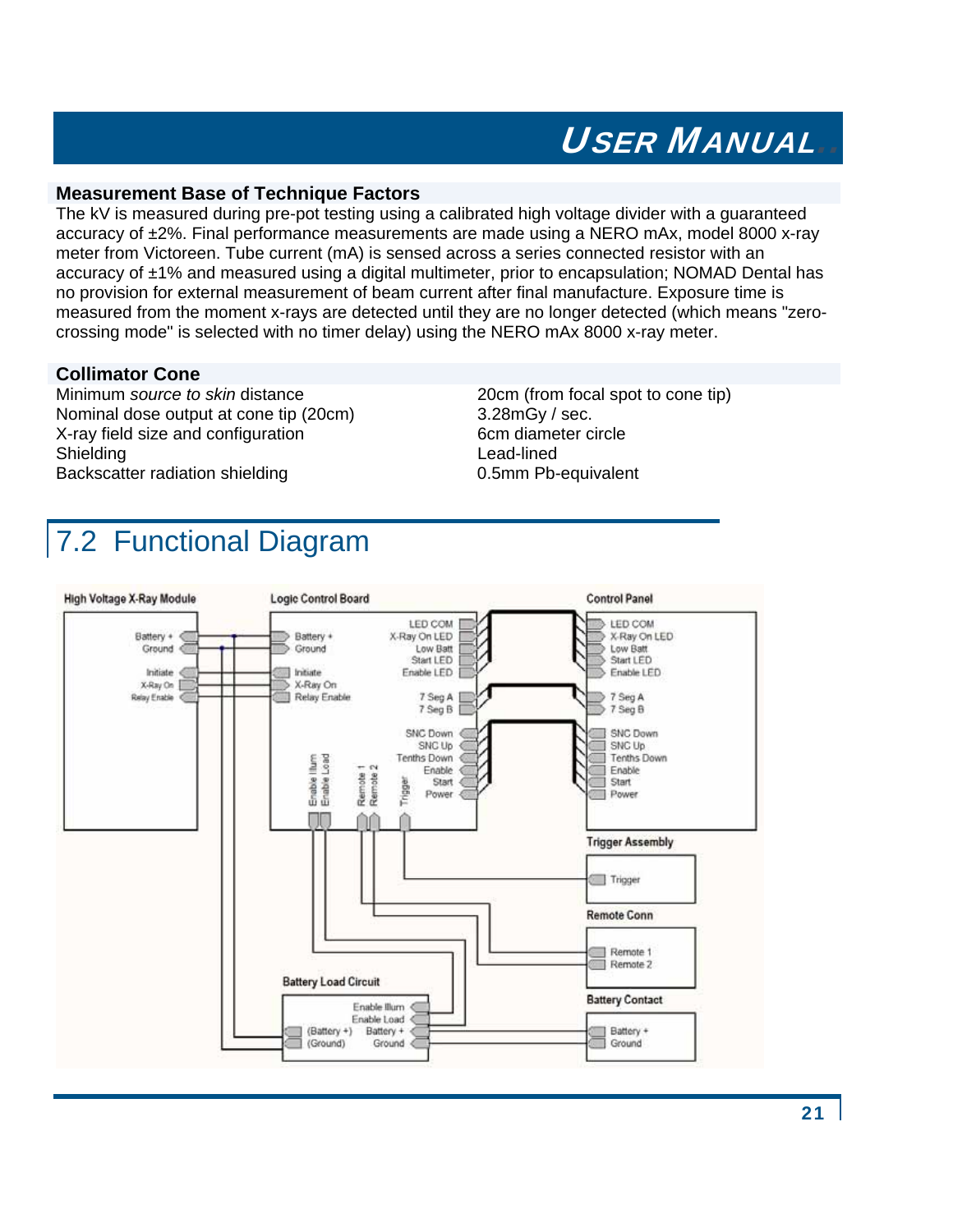### Measurement Base of Technique Factors

The kV is measured during pre-pot testing using a calibrated high voltage divider with a guaranteed accuracy of ±2%. Final performance measurements are made using a NERO mAx, model 8000 x-ray meter from Victoreen. Tube current (mA) is sensed across a series connected resistor with an accuracy of ±1% and measured using a digital multimeter, prior to encapsulation; NOMAD Dental has no provision for external measurement of beam current after final manufacture. Exposure time is measured from the moment x-rays are detected until they are no longer detected (which means "zero-crossing mode" is selected with no timer delay) using the NERO mAx 8000 x-ray meter.

### Collimator Cone

| | |
|---|---|
| Minimum *source to skin* distance | 20cm (from focal spot to cone tip) |
| Nominal dose output at cone tip (20cm) | 3.28mGy / sec. |
| X-ray field size and configuration | 6cm diameter circle |
| Shielding | Lead-lined |
| Backscatter radiation shielding | 0.5mm Pb-equivalent |

## 7.2 Functional Diagram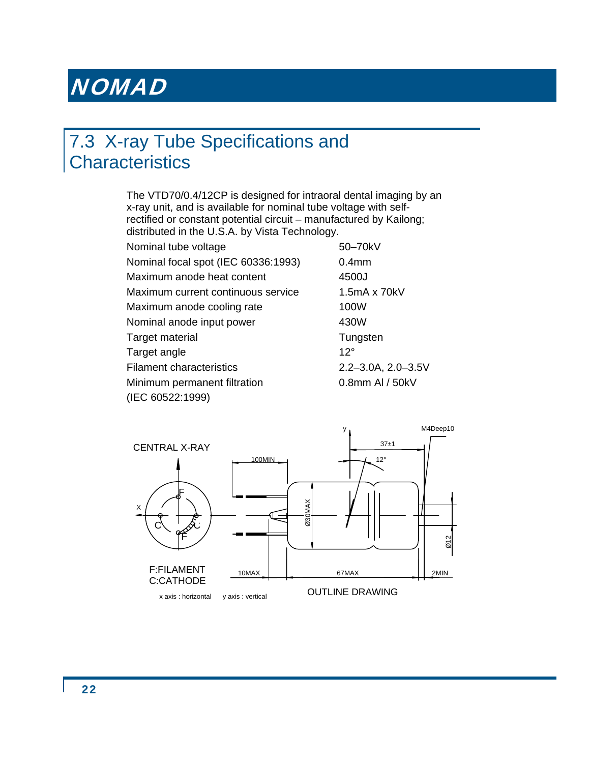## 7.3 X-ray Tube Specifications and Characteristics

The VTD70/0.4/12CP is designed for intraoral dental imaging by an x-ray unit, and is available for nominal tube voltage with self-rectified or constant potential circuit – manufactured by Kailong; distributed in the U.S.A. by Vista Technology.

| | |
|---|---|
| Nominal tube voltage | 50–70kV |
| Nominal focal spot (IEC 60336:1993) | 0.4mm |
| Maximum anode heat content | 4500J |
| Maximum current continuous service | 1.5mA x 70kV |
| Maximum anode cooling rate | 100W |
| Nominal anode input power | 430W |
| Target material | Tungsten |
| Target angle | 12° |
| Filament characteristics | 2.2–3.0A, 2.0–3.5V |
| Minimum permanent filtration (IEC 60522:1999) | 0.8mm Al / 50kV |

CENTRAL X-RAY

F:FILAMENT
C:CATHODE

x axis : horizontal y axis : vertical

100MIN 37±1 12° M4Deep10 Ø30MAX Ø12 10MAX 67MAX 2MIN

OUTLINE DRAWING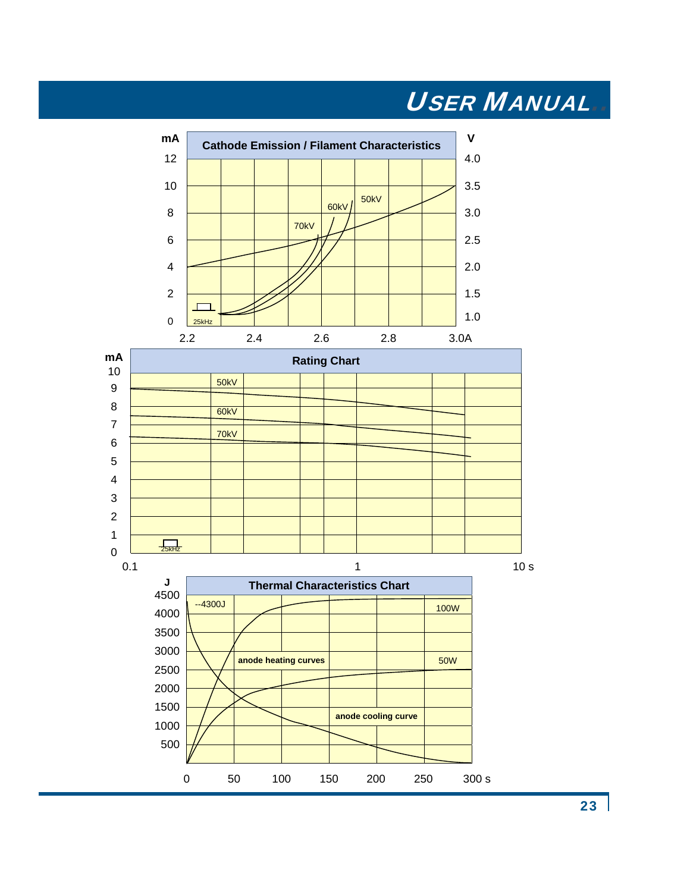## Cathode Emission / Filament Characteristics

mA | V

12 | 4.0
10 | 3.5
8 | 3.0
6 | 2.5
4 | 2.0
2 | 1.5
0 | 1.0

50kV
60kV
70kV

25kHz

2.2 2.4 2.6 2.8 3.0A

## Rating Chart

mA

10 9 8 7 6 5 4 3 2 1 0

50kV
60kV
70kV

25kHz

0.1 1 10 s

## Thermal Characteristics Chart

J

4500 4000 3500 3000 2500 2000 1500 1000 500

--4300J

100W

anode heating curves

50W

anode cooling curve

0 50 100 150 200 250 300 s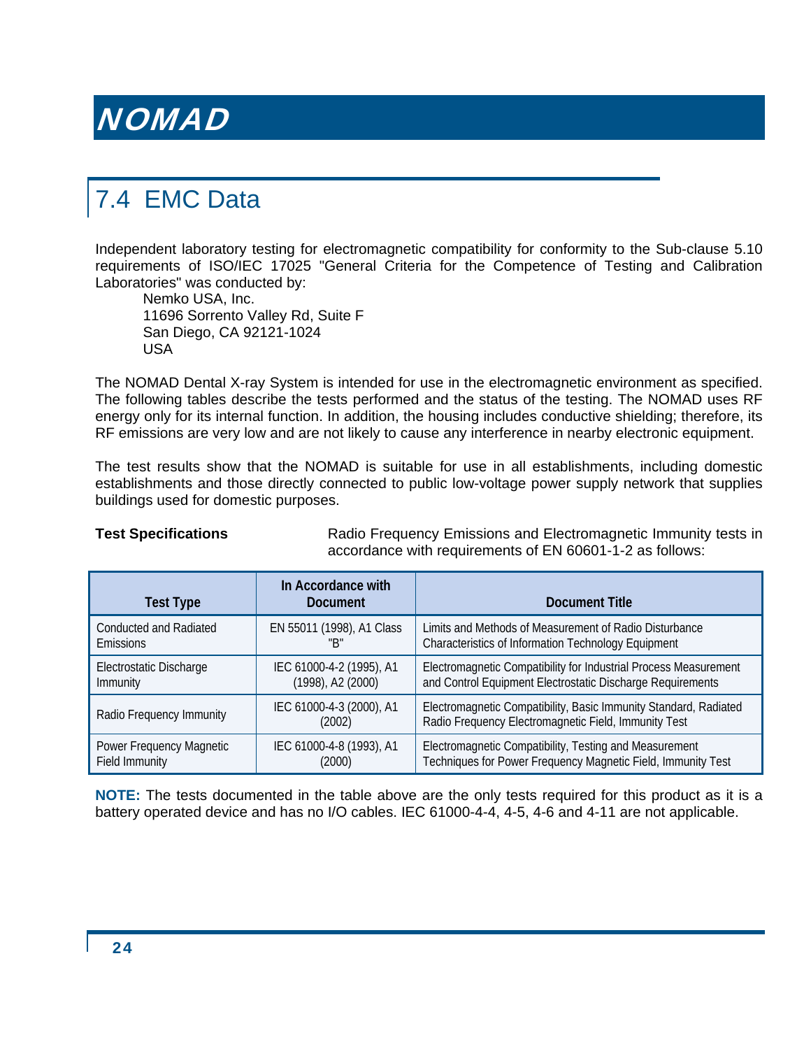# NOMAD

## 7.4 EMC Data

Independent laboratory testing for electromagnetic compatibility for conformity to the Sub-clause 5.10 requirements of ISO/IEC 17025 "General Criteria for the Competence of Testing and Calibration Laboratories" was conducted by:

Nemko USA, Inc.
11696 Sorrento Valley Rd, Suite F
San Diego, CA 92121-1024
USA

The NOMAD Dental X-ray System is intended for use in the electromagnetic environment as specified. The following tables describe the tests performed and the status of the testing. The NOMAD uses RF energy only for its internal function. In addition, the housing includes conductive shielding; therefore, its RF emissions are very low and are not likely to cause any interference in nearby electronic equipment.

The test results show that the NOMAD is suitable for use in all establishments, including domestic establishments and those directly connected to public low-voltage power supply network that supplies buildings used for domestic purposes.

**Test Specifications** Radio Frequency Emissions and Electromagnetic Immunity tests in accordance with requirements of EN 60601-1-2 as follows:

| Test Type | In Accordance with Document | Document Title |
|---|---|---|
| Conducted and Radiated Emissions | EN 55011 (1998), A1 Class "B" | Limits and Methods of Measurement of Radio Disturbance Characteristics of Information Technology Equipment |
| Electrostatic Discharge Immunity | IEC 61000-4-2 (1995), A1 (1998), A2 (2000) | Electromagnetic Compatibility for Industrial Process Measurement and Control Equipment Electrostatic Discharge Requirements |
| Radio Frequency Immunity | IEC 61000-4-3 (2000), A1 (2002) | Electromagnetic Compatibility, Basic Immunity Standard, Radiated Radio Frequency Electromagnetic Field, Immunity Test |
| Power Frequency Magnetic Field Immunity | IEC 61000-4-8 (1993), A1 (2000) | Electromagnetic Compatibility, Testing and Measurement Techniques for Power Frequency Magnetic Field, Immunity Test |

**NOTE:** The tests documented in the table above are the only tests required for this product as it is a battery operated device and has no I/O cables. IEC 61000-4-4, 4-5, 4-6 and 4-11 are not applicable.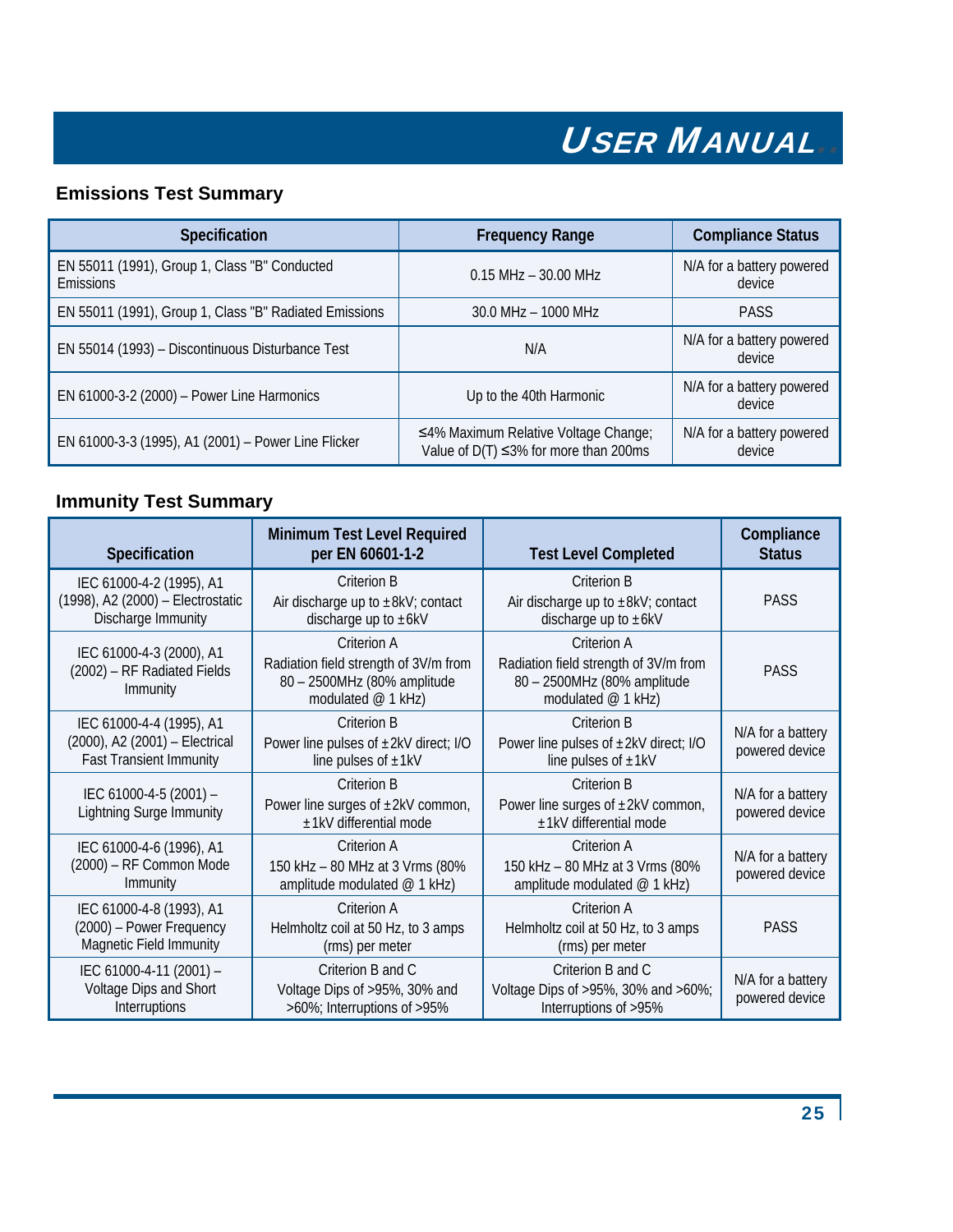## Emissions Test Summary

| Specification | Frequency Range | Compliance Status |
|---|---|---|
| EN 55011 (1991), Group 1, Class "B" Conducted Emissions | 0.15 MHz – 30.00 MHz | N/A for a battery powered device |
| EN 55011 (1991), Group 1, Class "B" Radiated Emissions | 30.0 MHz – 1000 MHz | PASS |
| EN 55014 (1993) – Discontinuous Disturbance Test | N/A | N/A for a battery powered device |
| EN 61000-3-2 (2000) – Power Line Harmonics | Up to the 40th Harmonic | N/A for a battery powered device |
| EN 61000-3-3 (1995), A1 (2001) – Power Line Flicker | ≤4% Maximum Relative Voltage Change; Value of D(T) ≤3% for more than 200ms | N/A for a battery powered device |

## Immunity Test Summary

| Specification | Minimum Test Level Required per EN 60601-1-2 | Test Level Completed | Compliance Status |
|---|---|---|---|
| IEC 61000-4-2 (1995), A1 (1998), A2 (2000) – Electrostatic Discharge Immunity | Criterion B<br>Air discharge up to ±8kV; contact discharge up to ±6kV | Criterion B<br>Air discharge up to ±8kV; contact discharge up to ±6kV | PASS |
| IEC 61000-4-3 (2000), A1 (2002) – RF Radiated Fields Immunity | Criterion A<br>Radiation field strength of 3V/m from 80 – 2500MHz (80% amplitude modulated @ 1 kHz) | Criterion A<br>Radiation field strength of 3V/m from 80 – 2500MHz (80% amplitude modulated @ 1 kHz) | PASS |
| IEC 61000-4-4 (1995), A1 (2000), A2 (2001) – Electrical Fast Transient Immunity | Criterion B<br>Power line pulses of ±2kV direct; I/O line pulses of ±1kV | Criterion B<br>Power line pulses of ±2kV direct; I/O line pulses of ±1kV | N/A for a battery powered device |
| IEC 61000-4-5 (2001) – Lightning Surge Immunity | Criterion B<br>Power line surges of ±2kV common, ±1kV differential mode | Criterion B<br>Power line surges of ±2kV common, ±1kV differential mode | N/A for a battery powered device |
| IEC 61000-4-6 (1996), A1 (2000) – RF Common Mode Immunity | Criterion A<br>150 kHz – 80 MHz at 3 Vrms (80% amplitude modulated @ 1 kHz) | Criterion A<br>150 kHz – 80 MHz at 3 Vrms (80% amplitude modulated @ 1 kHz) | N/A for a battery powered device |
| IEC 61000-4-8 (1993), A1 (2000) – Power Frequency Magnetic Field Immunity | Criterion A<br>Helmholtz coil at 50 Hz, to 3 amps (rms) per meter | Criterion A<br>Helmholtz coil at 50 Hz, to 3 amps (rms) per meter | PASS |
| IEC 61000-4-11 (2001) – Voltage Dips and Short Interruptions | Criterion B and C<br>Voltage Dips of >95%, 30% and >60%; Interruptions of >95% | Criterion B and C<br>Voltage Dips of >95%, 30% and >60%; Interruptions of >95% | N/A for a battery powered device |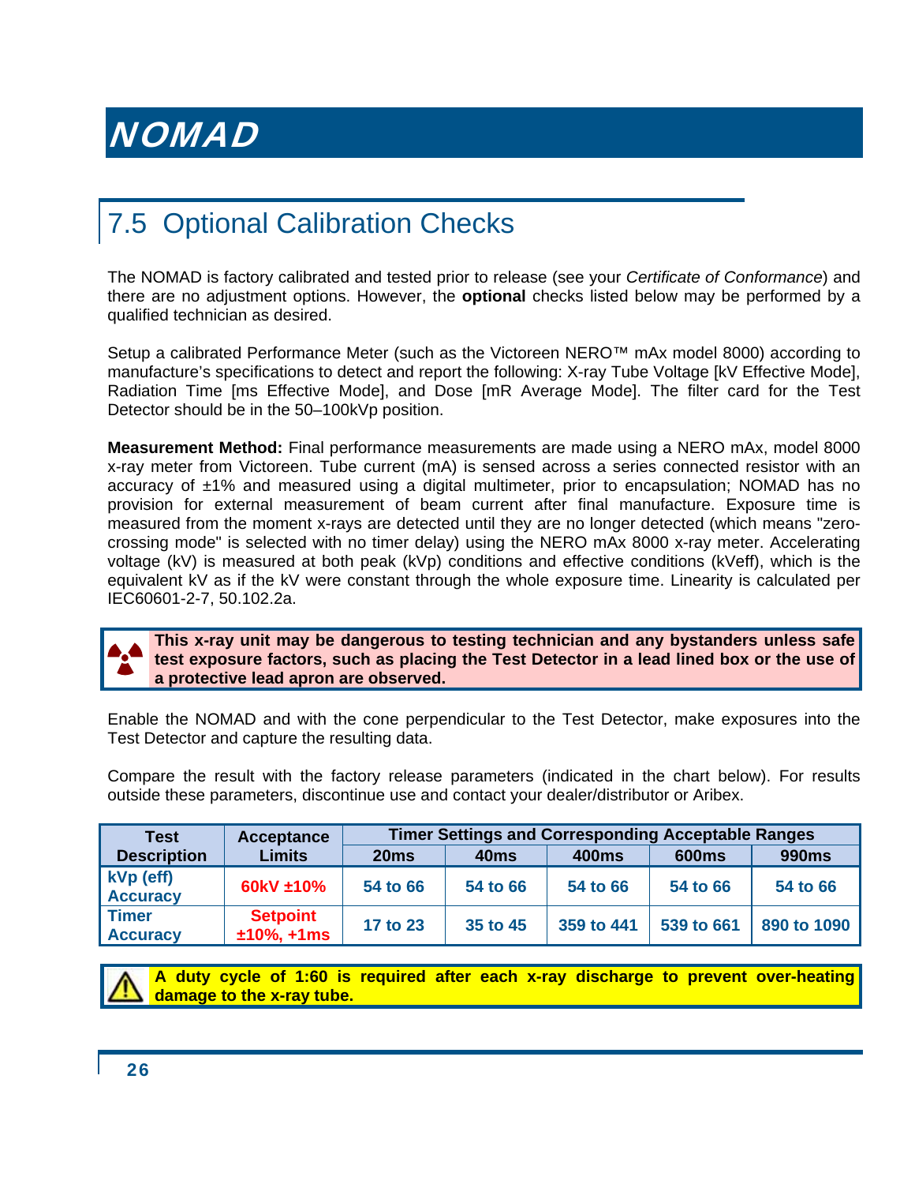## 7.5 Optional Calibration Checks

The NOMAD is factory calibrated and tested prior to release (see your *Certificate of Conformance*) and there are no adjustment options. However, the **optional** checks listed below may be performed by a qualified technician as desired.

Setup a calibrated Performance Meter (such as the Victoreen NERO™ mAx model 8000) according to manufacture's specifications to detect and report the following: X-ray Tube Voltage [kV Effective Mode], Radiation Time [ms Effective Mode], and Dose [mR Average Mode]. The filter card for the Test Detector should be in the 50–100kVp position.

**Measurement Method:** Final performance measurements are made using a NERO mAx, model 8000 x-ray meter from Victoreen. Tube current (mA) is sensed across a series connected resistor with an accuracy of ±1% and measured using a digital multimeter, prior to encapsulation; NOMAD has no provision for external measurement of beam current after final manufacture. Exposure time is measured from the moment x-rays are detected until they are no longer detected (which means "zero-crossing mode" is selected with no timer delay) using the NERO mAx 8000 x-ray meter. Accelerating voltage (kV) is measured at both peak (kVp) conditions and effective conditions (kVeff), which is the equivalent kV as if the kV were constant through the whole exposure time. Linearity is calculated per IEC60601-2-7, 50.102.2a.

**This x-ray unit may be dangerous to testing technician and any bystanders unless safe test exposure factors, such as placing the Test Detector in a lead lined box or the use of a protective lead apron are observed.**

Enable the NOMAD and with the cone perpendicular to the Test Detector, make exposures into the Test Detector and capture the resulting data.

Compare the result with the factory release parameters (indicated in the chart below). For results outside these parameters, discontinue use and contact your dealer/distributor or Aribex.

| Test Description | Acceptance Limits | Timer Settings and Corresponding Acceptable Ranges | | | | |
|---|---|---|---|---|---|---|
| | | 20ms | 40ms | 400ms | 600ms | 990ms |
| kVp (eff) Accuracy | 60kV ±10% | 54 to 66 | 54 to 66 | 54 to 66 | 54 to 66 | 54 to 66 |
| Timer Accuracy | Setpoint ±10%, +1ms | 17 to 23 | 35 to 45 | 359 to 441 | 539 to 661 | 890 to 1090 |

**A duty cycle of 1:60 is required after each x-ray discharge to prevent over-heating damage to the x-ray tube.**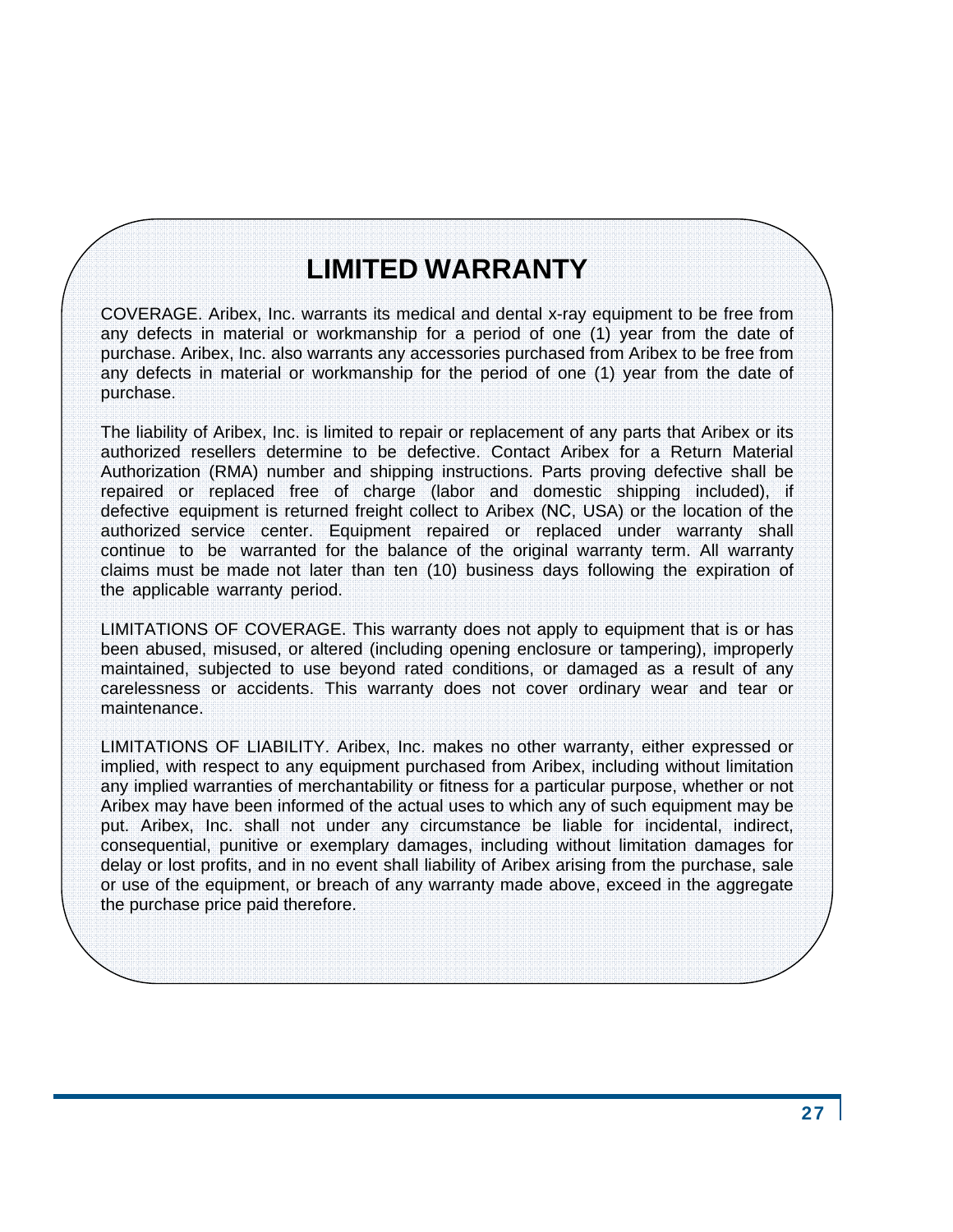# LIMITED WARRANTY

COVERAGE. Aribex, Inc. warrants its medical and dental x-ray equipment to be free from any defects in material or workmanship for a period of one (1) year from the date of purchase. Aribex, Inc. also warrants any accessories purchased from Aribex to be free from any defects in material or workmanship for the period of one (1) year from the date of purchase.

The liability of Aribex, Inc. is limited to repair or replacement of any parts that Aribex or its authorized resellers determine to be defective. Contact Aribex for a Return Material Authorization (RMA) number and shipping instructions. Parts proving defective shall be repaired or replaced free of charge (labor and domestic shipping included), if defective equipment is returned freight collect to Aribex (NC, USA) or the location of the authorized service center. Equipment repaired or replaced under warranty shall continue to be warranted for the balance of the original warranty term. All warranty claims must be made not later than ten (10) business days following the expiration of the applicable warranty period.

LIMITATIONS OF COVERAGE. This warranty does not apply to equipment that is or has been abused, misused, or altered (including opening enclosure or tampering), improperly maintained, subjected to use beyond rated conditions, or damaged as a result of any carelessness or accidents. This warranty does not cover ordinary wear and tear or maintenance.

LIMITATIONS OF LIABILITY. Aribex, Inc. makes no other warranty, either expressed or implied, with respect to any equipment purchased from Aribex, including without limitation any implied warranties of merchantability or fitness for a particular purpose, whether or not Aribex may have been informed of the actual uses to which any of such equipment may be put. Aribex, Inc. shall not under any circumstance be liable for incidental, indirect, consequential, punitive or exemplary damages, including without limitation damages for delay or lost profits, and in no event shall liability of Aribex arising from the purchase, sale or use of the equipment, or breach of any warranty made above, exceed in the aggregate the purchase price paid therefore.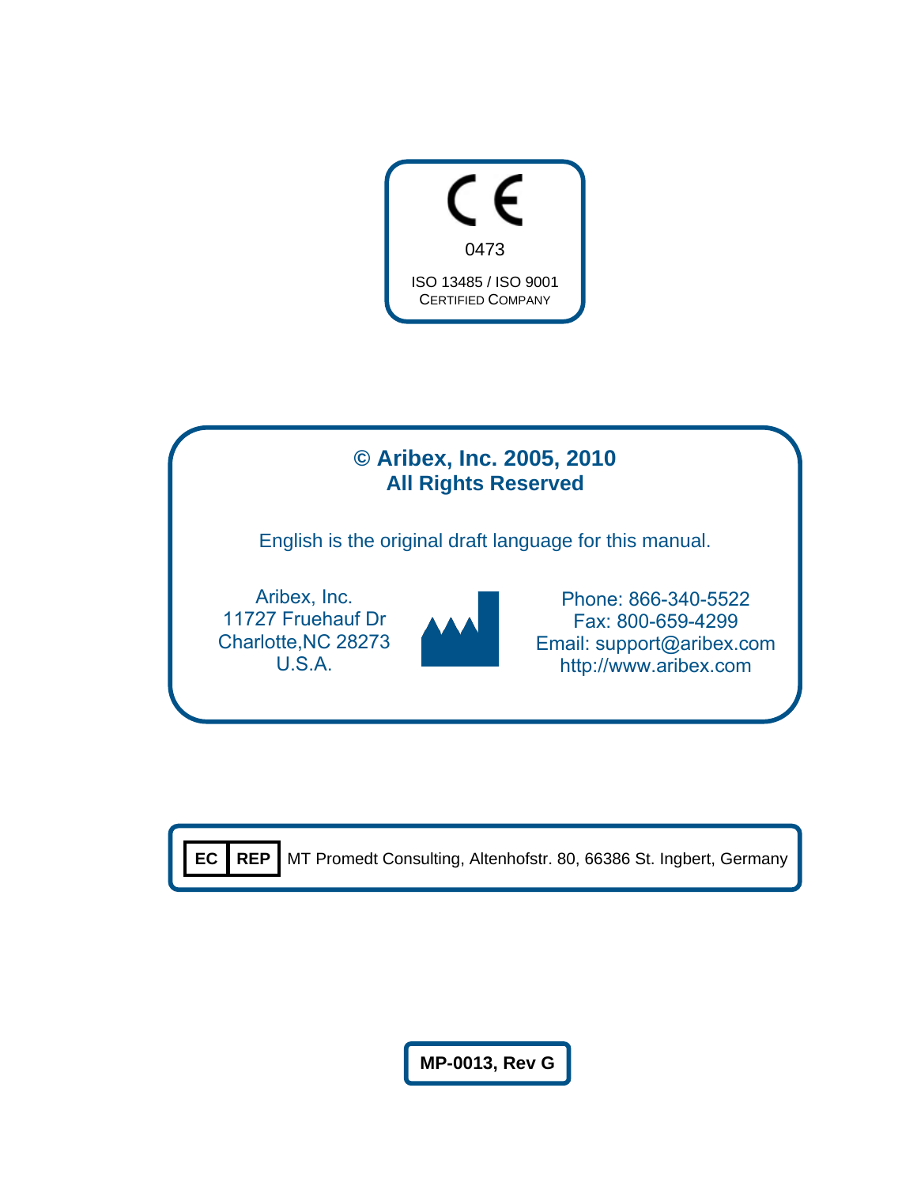CE

0473

ISO 13485 / ISO 9001
CERTIFIED COMPANY

**© Aribex, Inc. 2005, 2010**
**All Rights Reserved**

English is the original draft language for this manual.

Aribex, Inc.
11727 Fruehauf Dr
Charlotte,NC 28273
U.S.A.

Phone: 866-340-5522
Fax: 800-659-4299
Email: support@aribex.com
http://www.aribex.com

**EC REP** MT Promedt Consulting, Altenhofstr. 80, 66386 St. Ingbert, Germany

**MP-0013, Rev G**